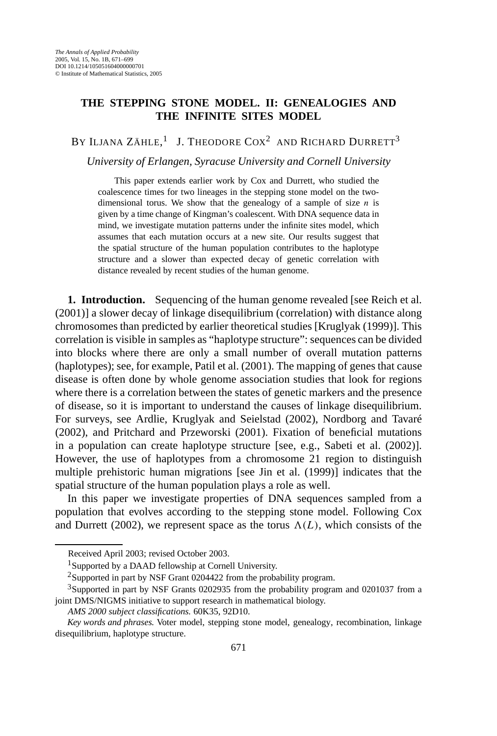# THE STEPPING STONE MODEL. II: GENEALOGIES AND THE INFINITE SITES MODEL

BY ILJANA ZÄHLE,[1] J. THEODORE COX[2] AND RICHARD DURRETT[3]

*University of Erlangen, Syracuse University and Cornell University*

This paper extends earlier work by Cox and Durrett, who studied the coalescence times for two lineages in the stepping stone model on the two-dimensional torus. We show that the genealogy of a sample of size $n$ is given by a time change of Kingman's coalescent. With DNA sequence data in mind, we investigate mutation patterns under the infinite sites model, which assumes that each mutation occurs at a new site. Our results suggest that the spatial structure of the human population contributes to the haplotype structure and a slower than expected decay of genetic correlation with distance revealed by recent studies of the human genome.

**1. Introduction.** Sequencing of the human genome revealed [see Reich et al. (2001)] a slower decay of linkage disequilibrium (correlation) with distance along chromosomes than predicted by earlier theoretical studies [Kruglyak (1999)]. This correlation is visible in samples as "haplotype structure": sequences can be divided into blocks where there are only a small number of overall mutation patterns (haplotypes); see, for example, Patil et al. (2001). The mapping of genes that cause disease is often done by whole genome association studies that look for regions where there is a correlation between the states of genetic markers and the presence of disease, so it is important to understand the causes of linkage disequilibrium. For surveys, see Ardlie, Kruglyak and Seielstad (2002), Nordborg and Tavaré (2002), and Pritchard and Przeworski (2001). Fixation of beneficial mutations in a population can create haplotype structure [see, e.g., Sabeti et al. (2002)]. However, the use of haplotypes from a chromosome 21 region to distinguish multiple prehistoric human migrations [see Jin et al. (1999)] indicates that the spatial structure of the human population plays a role as well.

In this paper we investigate properties of DNA sequences sampled from a population that evolves according to the stepping stone model. Following Cox and Durrett (2002), we represent space as the torus $\Lambda(L)$, which consists of the

---

Received April 2003; revised October 2003.

[1]Supported by a DAAD fellowship at Cornell University.

[2]Supported in part by NSF Grant 0204422 from the probability program.

[3]Supported in part by NSF Grants 0202935 from the probability program and 0201037 from a joint DMS/NIGMS initiative to support research in mathematical biology.

*AMS 2000 subject classifications.* 60K35, 92D10.

*Key words and phrases.* Voter model, stepping stone model, genealogy, recombination, linkage disequilibrium, haplotype structure.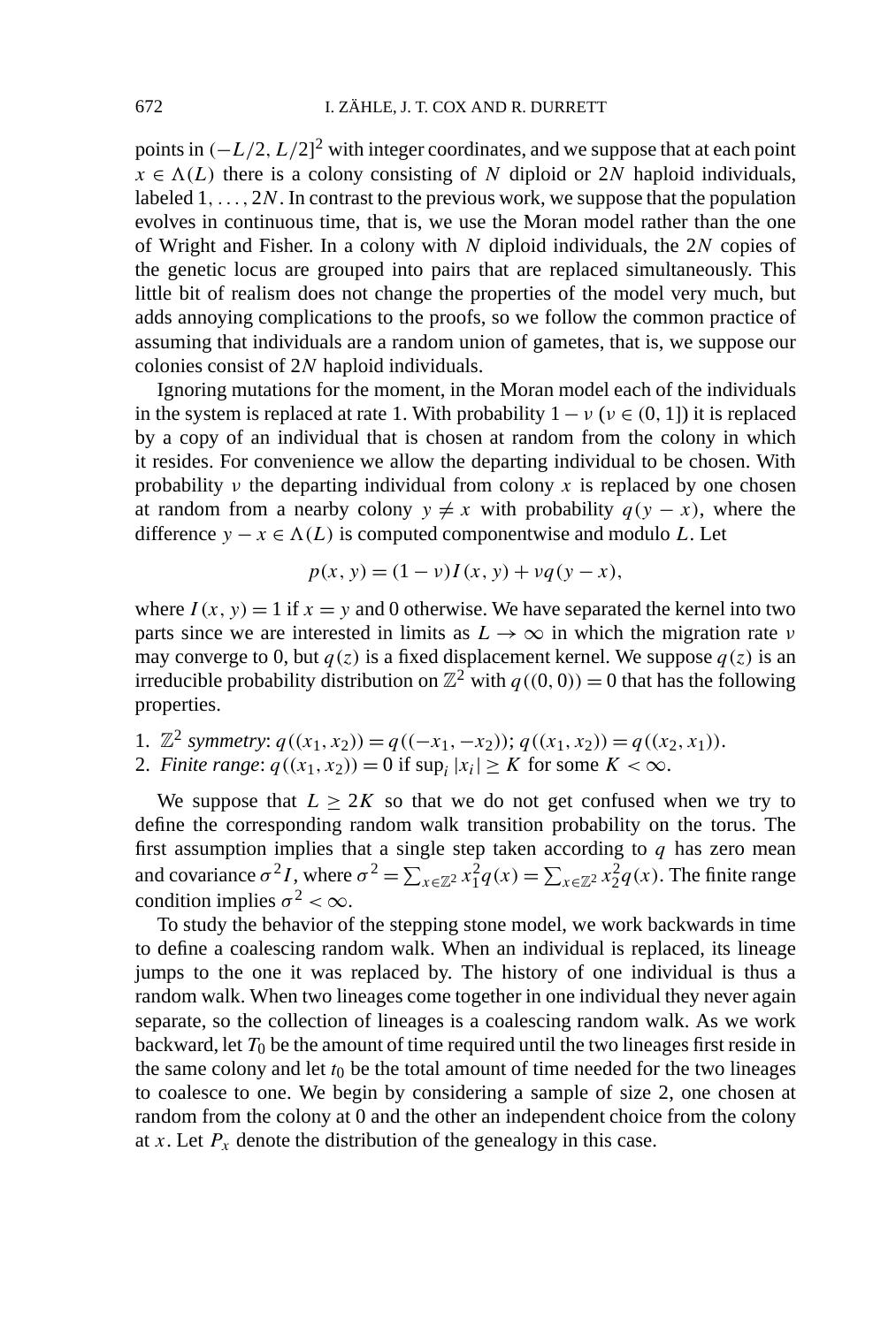points in $(-L/2, L/2]^2$ with integer coordinates, and we suppose that at each point $x \in \Lambda(L)$ there is a colony consisting of $N$ diploid or $2N$ haploid individuals, labeled $1, \dots, 2N$. In contrast to the previous work, we suppose that the population evolves in continuous time, that is, we use the Moran model rather than the one of Wright and Fisher. In a colony with $N$ diploid individuals, the $2N$ copies of the genetic locus are grouped into pairs that are replaced simultaneously. This little bit of realism does not change the properties of the model very much, but adds annoying complications to the proofs, so we follow the common practice of assuming that individuals are a random union of gametes, that is, we suppose our colonies consist of $2N$ haploid individuals.

Ignoring mutations for the moment, in the Moran model each of the individuals in the system is replaced at rate 1. With probability $1 - \nu$ ($\nu \in (0, 1]$) it is replaced by a copy of an individual that is chosen at random from the colony in which it resides. For convenience we allow the departing individual to be chosen. With probability $\nu$ the departing individual from colony $x$ is replaced by one chosen at random from a nearby colony $y \neq x$ with probability $q(y - x)$, where the difference $y - x \in \Lambda(L)$ is computed componentwise and modulo $L$. Let

$$p(x, y) = (1 - \nu)I(x, y) + \nu q(y - x),$$

where $I(x, y) = 1$ if $x = y$ and 0 otherwise. We have separated the kernel into two parts since we are interested in limits as $L \to \infty$ in which the migration rate $\nu$ may converge to 0, but $q(z)$ is a fixed displacement kernel. We suppose $q(z)$ is an irreducible probability distribution on $\mathbb{Z}^2$ with $q((0, 0)) = 0$ that has the following properties.

1. *$\mathbb{Z}^2$ symmetry*: $q((x_1, x_2)) = q((-x_1, -x_2))$; $q((x_1, x_2)) = q((x_2, x_1))$.
2. *Finite range*: $q((x_1, x_2)) = 0$ if $\sup_i |x_i| \geq K$ for some $K < \infty$.

We suppose that $L \geq 2K$ so that we do not get confused when we try to define the corresponding random walk transition probability on the torus. The first assumption implies that a single step taken according to $q$ has zero mean and covariance $\sigma^2 I$, where $\sigma^2 = \sum_{x \in \mathbb{Z}^2} x_1^2 q(x) = \sum_{x \in \mathbb{Z}^2} x_2^2 q(x)$. The finite range condition implies $\sigma^2 < \infty$.

To study the behavior of the stepping stone model, we work backwards in time to define a coalescing random walk. When an individual is replaced, its lineage jumps to the one it was replaced by. The history of one individual is thus a random walk. When two lineages come together in one individual they never again separate, so the collection of lineages is a coalescing random walk. As we work backward, let $T_0$ be the amount of time required until the two lineages first reside in the same colony and let $t_0$ be the total amount of time needed for the two lineages to coalesce to one. We begin by considering a sample of size 2, one chosen at random from the colony at 0 and the other an independent choice from the colony at $x$. Let $P_x$ denote the distribution of the genealogy in this case.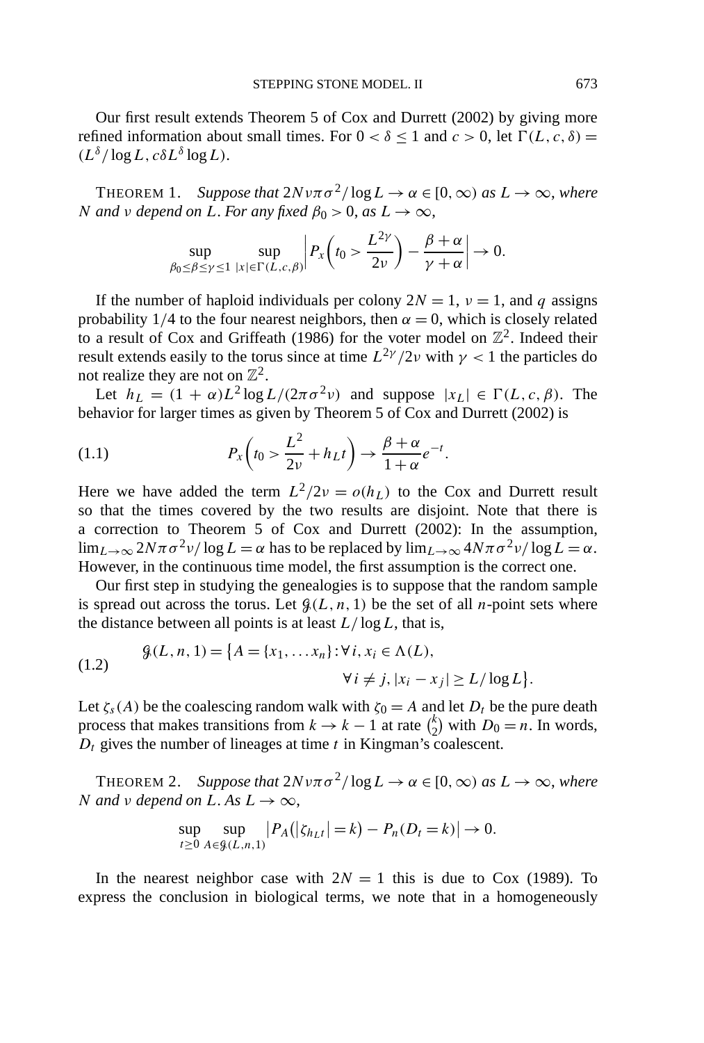Our first result extends Theorem 5 of Cox and Durrett (2002) by giving more refined information about small times. For $0 < \delta \le 1$ and $c > 0$, let $\Gamma(L, c, \delta) = (L^\delta/\log L, c\delta L^\delta \log L)$.

THEOREM 1. *Suppose that $2N\nu\pi\sigma^2/\log L \to \alpha \in [0, \infty)$ as $L \to \infty$, where $N$ and $\nu$ depend on $L$. For any fixed $\beta_0 > 0$, as $L \to \infty$,*

$$\sup_{\beta_0 \le \beta \le \gamma \le 1} \sup_{|x| \in \Gamma(L,c,\beta)} \left| P_x\left(t_0 > \frac{L^{2\gamma}}{2\nu}\right) - \frac{\beta + \alpha}{\gamma + \alpha} \right| \to 0.$$

If the number of haploid individuals per colony $2N = 1$, $\nu = 1$, and $q$ assigns probability $1/4$ to the four nearest neighbors, then $\alpha = 0$, which is closely related to a result of Cox and Griffeath (1986) for the voter model on $\mathbb{Z}^2$. Indeed their result extends easily to the torus since at time $L^{2\gamma}/2\nu$ with $\gamma < 1$ the particles do not realize they are not on $\mathbb{Z}^2$.

Let $h_L = (1 + \alpha)L^2 \log L/(2\pi\sigma^2\nu)$ and suppose $|x_L| \in \Gamma(L, c, \beta)$. The behavior for larger times as given by Theorem 5 of Cox and Durrett (2002) is

$$P_x\left(t_0 > \frac{L^2}{2\nu} + h_L t\right) \to \frac{\beta + \alpha}{1 + \alpha} e^{-t}. \tag{1.1}$$

Here we have added the term $L^2/2\nu = o(h_L)$ to the Cox and Durrett result so that the times covered by the two results are disjoint. Note that there is a correction to Theorem 5 of Cox and Durrett (2002): In the assumption, $\lim_{L\to\infty} 2N\pi\sigma^2\nu/\log L = \alpha$ has to be replaced by $\lim_{L\to\infty} 4N\pi\sigma^2\nu/\log L = \alpha$. However, in the continuous time model, the first assumption is the correct one.

Our first step in studying the genealogies is to suppose that the random sample is spread out across the torus. Let $\mathcal{G}(L, n, 1)$ be the set of all $n$-point sets where the distance between all points is at least $L/\log L$, that is,

$$\mathcal{G}(L, n, 1) = \{A = \{x_1, \dots x_n\} : \forall i, x_i \in \Lambda(L), \\ \forall i \ne j, |x_i - x_j| \ge L/\log L\}. \tag{1.2}$$

Let $\zeta_s(A)$ be the coalescing random walk with $\zeta_0 = A$ and let $D_t$ be the pure death process that makes transitions from $k \to k - 1$ at rate $\binom{k}{2}$ with $D_0 = n$. In words, $D_t$ gives the number of lineages at time $t$ in Kingman's coalescent.

THEOREM 2. *Suppose that $2N\nu\pi\sigma^2/\log L \to \alpha \in [0, \infty)$ as $L \to \infty$, where $N$ and $\nu$ depend on $L$. As $L \to \infty$,*

$$\sup_{t\ge 0} \sup_{A\in\mathcal{G}(L,n,1)} \left|P_A(|\zeta_{h_L t}| = k) - P_n(D_t = k)\right| \to 0.$$

In the nearest neighbor case with $2N = 1$ this is due to Cox (1989). To express the conclusion in biological terms, we note that in a homogeneously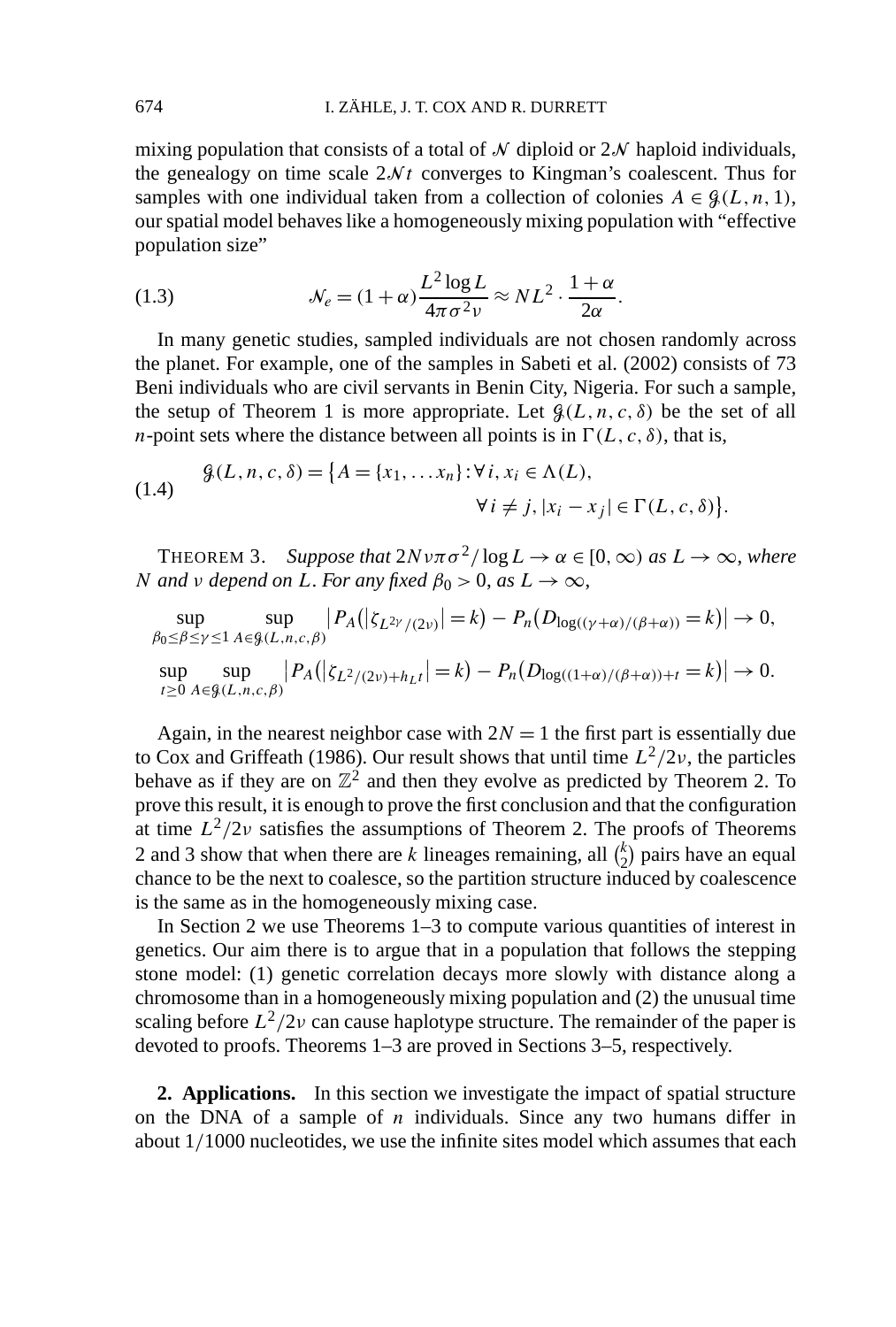mixing population that consists of a total of $\mathcal{N}$ diploid or $2\mathcal{N}$ haploid individuals, the genealogy on time scale $2\mathcal{N}t$ converges to Kingman's coalescent. Thus for samples with one individual taken from a collection of colonies $A \in \mathcal{G}(L, n, 1)$, our spatial model behaves like a homogeneously mixing population with "effective population size"

$$\mathcal{N}_e = (1+\alpha)\frac{L^2 \log L}{4\pi\sigma^2 \nu} \approx NL^2 \cdot \frac{1+\alpha}{2\alpha}. \tag{1.3}$$

In many genetic studies, sampled individuals are not chosen randomly across the planet. For example, one of the samples in Sabeti et al. (2002) consists of 73 Beni individuals who are civil servants in Benin City, Nigeria. For such a sample, the setup of Theorem 1 is more appropriate. Let $\mathcal{G}(L, n, c, \delta)$ be the set of all $n$-point sets where the distance between all points is in $\Gamma(L, c, \delta)$, that is,

$$\begin{aligned} \mathcal{G}(L, n, c, \delta) = \{A = \{x_1, \dots x_n\} : \forall i, x_i \in \Lambda(L), \\ \forall i \neq j, |x_i - x_j| \in \Gamma(L, c, \delta)\}. \end{aligned} \tag{1.4}$$

THEOREM 3. *Suppose that $2N\nu\pi\sigma^2/\log L \to \alpha \in [0, \infty)$ as $L \to \infty$, where $N$ and $\nu$ depend on $L$. For any fixed $\beta_0 > 0$, as $L \to \infty$,*

$$\sup_{\beta_0 \le \beta \le \gamma \le 1} \sup_{A \in \mathcal{G}(L,n,c,\beta)} \left| P_A(|\zeta_{L^{2\gamma}/(2\nu)}| = k) - P_n(D_{\log((\gamma+\alpha)/(\beta+\alpha))} = k) \right| \to 0,$$

$$\sup_{t \ge 0} \sup_{A \in \mathcal{G}(L,n,c,\beta)} \left| P_A(|\zeta_{L^2/(2\nu)+h_L t}| = k) - P_n(D_{\log((1+\alpha)/(\beta+\alpha))+t} = k) \right| \to 0.$$

Again, in the nearest neighbor case with $2N = 1$ the first part is essentially due to Cox and Griffeath (1986). Our result shows that until time $L^2/2\nu$, the particles behave as if they are on $\mathbb{Z}^2$ and then they evolve as predicted by Theorem 2. To prove this result, it is enough to prove the first conclusion and that the configuration at time $L^2/2\nu$ satisfies the assumptions of Theorem 2. The proofs of Theorems 2 and 3 show that when there are $k$ lineages remaining, all $\binom{k}{2}$ pairs have an equal chance to be the next to coalesce, so the partition structure induced by coalescence is the same as in the homogeneously mixing case.

In Section 2 we use Theorems 1–3 to compute various quantities of interest in genetics. Our aim there is to argue that in a population that follows the stepping stone model: (1) genetic correlation decays more slowly with distance along a chromosome than in a homogeneously mixing population and (2) the unusual time scaling before $L^2/2\nu$ can cause haplotype structure. The remainder of the paper is devoted to proofs. Theorems 1–3 are proved in Sections 3–5, respectively.

**2. Applications.** In this section we investigate the impact of spatial structure on the DNA of a sample of $n$ individuals. Since any two humans differ in about $1/1000$ nucleotides, we use the infinite sites model which assumes that each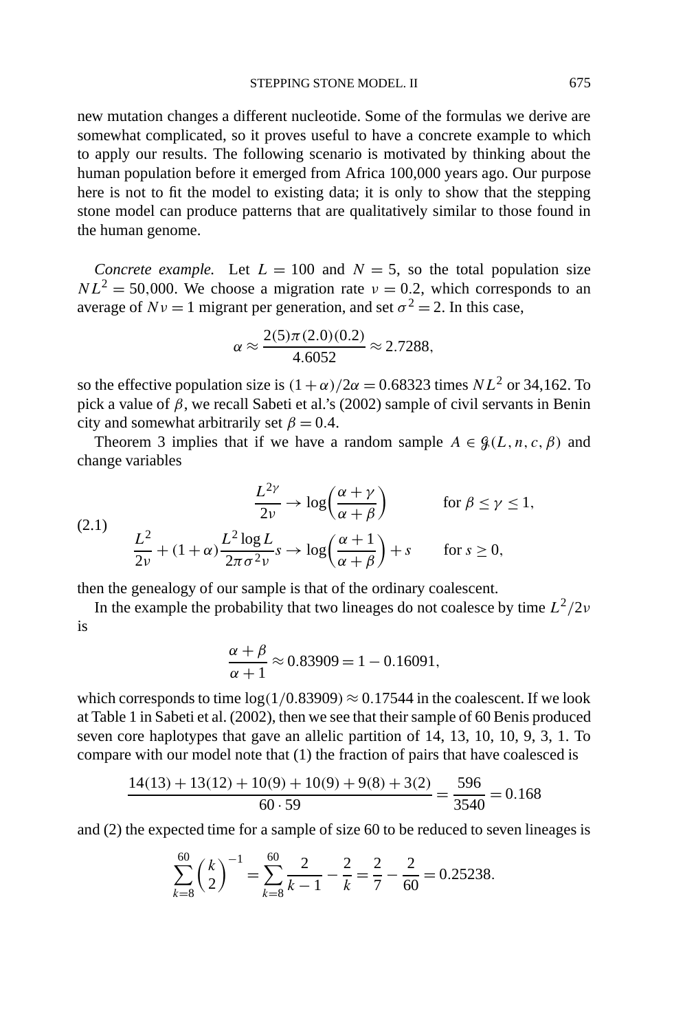new mutation changes a different nucleotide. Some of the formulas we derive are somewhat complicated, so it proves useful to have a concrete example to which to apply our results. The following scenario is motivated by thinking about the human population before it emerged from Africa 100,000 years ago. Our purpose here is not to fit the model to existing data; it is only to show that the stepping stone model can produce patterns that are qualitatively similar to those found in the human genome.

*Concrete example.* Let $L = 100$ and $N = 5$, so the total population size $NL^2 = 50{,}000$. We choose a migration rate $\nu = 0.2$, which corresponds to an average of $N\nu = 1$ migrant per generation, and set $\sigma^2 = 2$. In this case,

$$\alpha \approx \frac{2(5)\pi(2.0)(0.2)}{4.6052} \approx 2.7288,$$

so the effective population size is $(1+\alpha)/2\alpha = 0.68323$ times $NL^2$ or 34,162. To pick a value of $\beta$, we recall Sabeti et al.'s (2002) sample of civil servants in Benin city and somewhat arbitrarily set $\beta = 0.4$.

Theorem 3 implies that if we have a random sample $A \in \mathcal{G}(L, n, c, \beta)$ and change variables

$$\begin{aligned}
\frac{L^{2\gamma}}{2\nu} &\to \log\left(\frac{\alpha+\gamma}{\alpha+\beta}\right) && \text{for } \beta \le \gamma \le 1, \\
\frac{L^2}{2\nu} + (1+\alpha)\frac{L^2 \log L}{2\pi\sigma^2\nu}s &\to \log\left(\frac{\alpha+1}{\alpha+\beta}\right) + s && \text{for } s \ge 0,
\end{aligned} \tag{2.1}$$

then the genealogy of our sample is that of the ordinary coalescent.

In the example the probability that two lineages do not coalesce by time $L^2/2\nu$ is

$$\frac{\alpha+\beta}{\alpha+1} \approx 0.83909 = 1 - 0.16091,$$

which corresponds to time $\log(1/0.83909) \approx 0.17544$ in the coalescent. If we look at Table 1 in Sabeti et al. (2002), then we see that their sample of 60 Benis produced seven core haplotypes that gave an allelic partition of 14, 13, 10, 10, 9, 3, 1. To compare with our model note that (1) the fraction of pairs that have coalesced is

$$\frac{14(13) + 13(12) + 10(9) + 10(9) + 9(8) + 3(2)}{60 \cdot 59} = \frac{596}{3540} = 0.168$$

and (2) the expected time for a sample of size 60 to be reduced to seven lineages is

$$\sum_{k=8}^{60} \binom{k}{2}^{-1} = \sum_{k=8}^{60} \frac{2}{k-1} - \frac{2}{k} = \frac{2}{7} - \frac{2}{60} = 0.25238.$$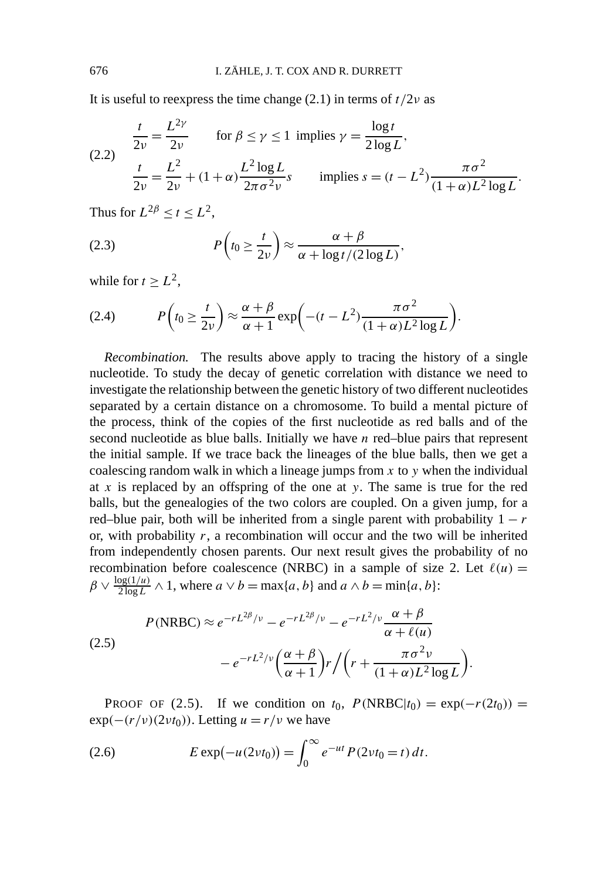It is useful to reexpress the time change (2.1) in terms of $t/2\nu$ as

$$
\begin{aligned}
&\frac{t}{2\nu} = \frac{L^{2\gamma}}{2\nu} \qquad \text{for } \beta \le \gamma \le 1 \text{ implies } \gamma = \frac{\log t}{2\log L}, \\
&\frac{t}{2\nu} = \frac{L^2}{2\nu} + (1+\alpha)\frac{L^2 \log L}{2\pi\sigma^2\nu} s \qquad \text{implies } s = (t - L^2)\frac{\pi\sigma^2}{(1+\alpha)L^2 \log L}.
\end{aligned}
\tag{2.2}
$$

Thus for $L^{2\beta} \le t \le L^2$,

$$
P\left(t_0 \ge \frac{t}{2\nu}\right) \approx \frac{\alpha+\beta}{\alpha + \log t/(2\log L)},
\tag{2.3}
$$

while for $t \ge L^2$,

$$
P\left(t_0 \ge \frac{t}{2\nu}\right) \approx \frac{\alpha+\beta}{\alpha+1} \exp\left(-(t-L^2)\frac{\pi\sigma^2}{(1+\alpha)L^2\log L}\right).
\tag{2.4}
$$

*Recombination.* The results above apply to tracing the history of a single nucleotide. To study the decay of genetic correlation with distance we need to investigate the relationship between the genetic history of two different nucleotides separated by a certain distance on a chromosome. To build a mental picture of the process, think of the copies of the first nucleotide as red balls and of the second nucleotide as blue balls. Initially we have $n$ red–blue pairs that represent the initial sample. If we trace back the lineages of the blue balls, then we get a coalescing random walk in which a lineage jumps from $x$ to $y$ when the individual at $x$ is replaced by an offspring of the one at $y$. The same is true for the red balls, but the genealogies of the two colors are coupled. On a given jump, for a red–blue pair, both will be inherited from a single parent with probability $1-r$ or, with probability $r$, a recombination will occur and the two will be inherited from independently chosen parents. Our next result gives the probability of no recombination before coalescence (NRBC) in a sample of size 2. Let $\ell(u) = \beta \vee \frac{\log(1/u)}{2\log L} \wedge 1$, where $a \vee b = \max\{a,b\}$ and $a \wedge b = \min\{a,b\}$:

$$
\begin{aligned}
P(\text{NRBC}) \approx\ & e^{-rL^{2\beta}/\nu} - e^{-rL^{2\beta}/\nu} - e^{-rL^2/\nu}\frac{\alpha+\beta}{\alpha+\ell(u)} \\
& - e^{-rL^2/\nu}\left(\frac{\alpha+\beta}{\alpha+1}\right) r \Big/ \left(r + \frac{\pi\sigma^2\nu}{(1+\alpha)L^2\log L}\right).
\end{aligned}
\tag{2.5}
$$

PROOF OF (2.5). If we condition on $t_0$, $P(\text{NRBC}|t_0) = \exp(-r(2t_0)) = \exp(-(r/\nu)(2\nu t_0))$. Letting $u = r/\nu$ we have

$$
E\exp(-u(2\nu t_0)) = \int_0^\infty e^{-ut} P(2\nu t_0 = t)\, dt.
\tag{2.6}
$$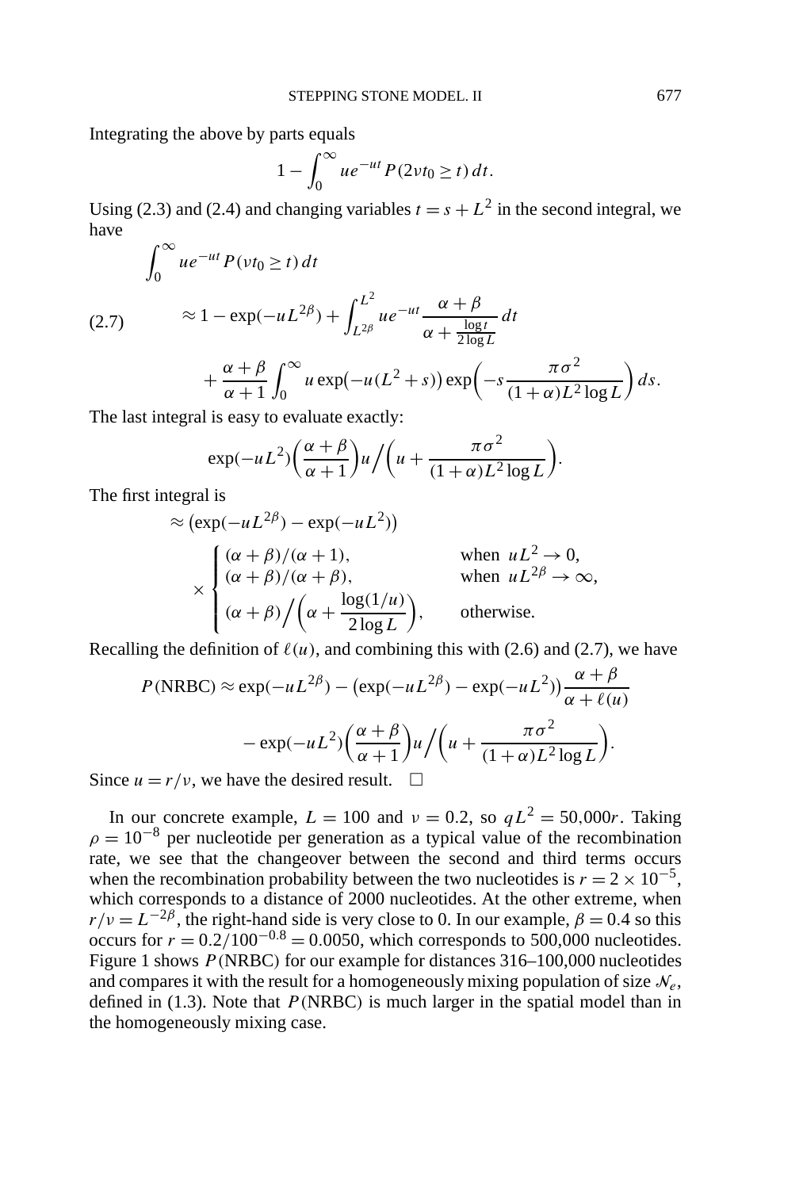Integrating the above by parts equals

$$1 - \int_0^\infty u e^{-ut} P(2\nu t_0 \ge t)\, dt.$$

Using (2.3) and (2.4) and changing variables $t = s + L^2$ in the second integral, we have

$$
\begin{aligned}
&\int_0^\infty u e^{-ut} P(\nu t_0 \ge t)\, dt \\
&\qquad \approx 1 - \exp(-uL^{2\beta}) + \int_{L^{2\beta}}^{L^2} u e^{-ut} \frac{\alpha + \beta}{\alpha + \frac{\log t}{2 \log L}}\, dt \qquad (2.7)\\
&\qquad\quad + \frac{\alpha + \beta}{\alpha + 1} \int_0^\infty u \exp\bigl(-u(L^2 + s)\bigr) \exp\biggl(-s \frac{\pi \sigma^2}{(1+\alpha) L^2 \log L}\biggr)\, ds.
\end{aligned}
$$

The last integral is easy to evaluate exactly:

$$\exp(-uL^2)\biggl(\frac{\alpha+\beta}{\alpha+1}\biggr) u \Big/ \biggl(u + \frac{\pi\sigma^2}{(1+\alpha)L^2 \log L}\biggr).$$

The first integral is

$$
\begin{aligned}
&\approx \bigl(\exp(-uL^{2\beta}) - \exp(-uL^2)\bigr) \\
&\quad \times \begin{cases} (\alpha+\beta)/(\alpha+1), & \text{when } uL^2 \to 0, \\ (\alpha+\beta)/(\alpha+\beta), & \text{when } uL^{2\beta} \to \infty, \\ (\alpha+\beta)\Big/\biggl(\alpha + \dfrac{\log(1/u)}{2\log L}\biggr), & \text{otherwise.} \end{cases}
\end{aligned}
$$

Recalling the definition of $\ell(u)$, and combining this with (2.6) and (2.7), we have

$$
\begin{aligned}
P(\text{NRBC}) &\approx \exp(-uL^{2\beta}) - \bigl(\exp(-uL^{2\beta}) - \exp(-uL^2)\bigr) \frac{\alpha+\beta}{\alpha + \ell(u)} \\
&\quad - \exp(-uL^2)\biggl(\frac{\alpha+\beta}{\alpha+1}\biggr) u \Big/ \biggl(u + \frac{\pi\sigma^2}{(1+\alpha)L^2\log L}\biggr).
\end{aligned}
$$

Since $u = r/\nu$, we have the desired result. $\square$

In our concrete example, $L = 100$ and $\nu = 0.2$, so $qL^2 = 50{,}000r$. Taking $\rho = 10^{-8}$ per nucleotide per generation as a typical value of the recombination rate, we see that the changeover between the second and third terms occurs when the recombination probability between the two nucleotides is $r = 2 \times 10^{-5}$, which corresponds to a distance of 2000 nucleotides. At the other extreme, when $r/\nu = L^{-2\beta}$, the right-hand side is very close to 0. In our example, $\beta = 0.4$ so this occurs for $r = 0.2/100^{-0.8} = 0.0050$, which corresponds to 500,000 nucleotides. Figure 1 shows $P(\text{NRBC})$ for our example for distances 316–100,000 nucleotides and compares it with the result for a homogeneously mixing population of size $\mathcal{N}_e$, defined in (1.3). Note that $P(\text{NRBC})$ is much larger in the spatial model than in the homogeneously mixing case.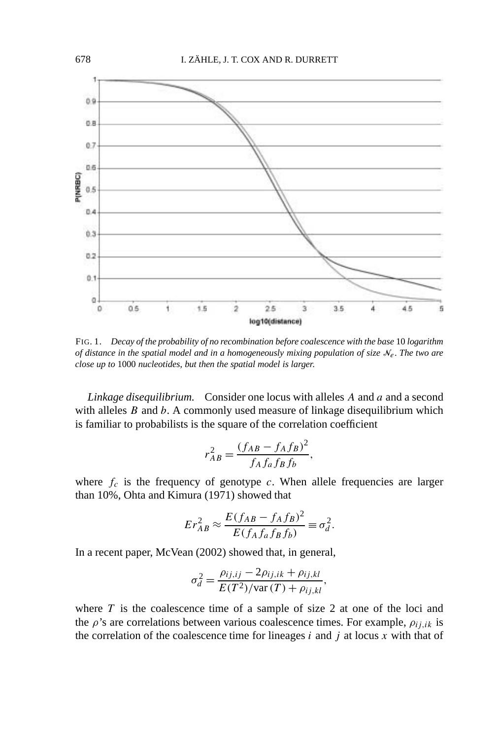FIG. 1. *Decay of the probability of no recombination before coalescence with the base* 10 *logarithm of distance in the spatial model and in a homogeneously mixing population of size $\mathcal{N}_e$. The two are close up to* 1000 *nucleotides, but then the spatial model is larger.*

*Linkage disequilibrium.* Consider one locus with alleles $A$ and $a$ and a second with alleles $B$ and $b$. A commonly used measure of linkage disequilibrium which is familiar to probabilists is the square of the correlation coefficient

$$r_{AB}^2 = \frac{(f_{AB} - f_A f_B)^2}{f_A f_a f_B f_b},$$

where $f_c$ is the frequency of genotype $c$. When allele frequencies are larger than 10%, Ohta and Kimura (1971) showed that

$$Er_{AB}^2 \approx \frac{E(f_{AB} - f_A f_B)^2}{E(f_A f_a f_B f_b)} \equiv \sigma_d^2.$$

In a recent paper, McVean (2002) showed that, in general,

$$\sigma_d^2 = \frac{\rho_{ij,ij} - 2\rho_{ij,ik} + \rho_{ij,kl}}{E(T^2)/\text{var}(T) + \rho_{ij,kl}},$$

where $T$ is the coalescence time of a sample of size 2 at one of the loci and the $\rho$'s are correlations between various coalescence times. For example, $\rho_{ij,ik}$ is the correlation of the coalescence time for lineages $i$ and $j$ at locus $x$ with that of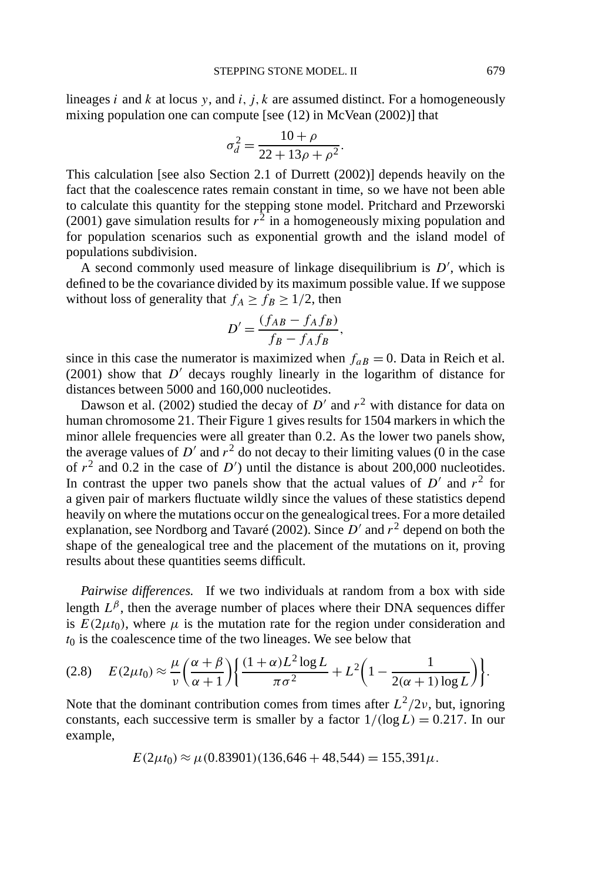lineages $i$ and $k$ at locus $y$, and $i$, $j$, $k$ are assumed distinct. For a homogeneously mixing population one can compute [see (12) in McVean (2002)] that

$$\sigma_d^2 = \frac{10+\rho}{22+13\rho+\rho^2}.$$

This calculation [see also Section 2.1 of Durrett (2002)] depends heavily on the fact that the coalescence rates remain constant in time, so we have not been able to calculate this quantity for the stepping stone model. Pritchard and Przeworski (2001) gave simulation results for $r^2$ in a homogeneously mixing population and for population scenarios such as exponential growth and the island model of populations subdivision.

A second commonly used measure of linkage disequilibrium is $D'$, which is defined to be the covariance divided by its maximum possible value. If we suppose without loss of generality that $f_A \geq f_B \geq 1/2$, then

$$D' = \frac{(f_{AB} - f_A f_B)}{f_B - f_A f_B},$$

since in this case the numerator is maximized when $f_{aB} = 0$. Data in Reich et al. (2001) show that $D'$ decays roughly linearly in the logarithm of distance for distances between 5000 and 160,000 nucleotides.

Dawson et al. (2002) studied the decay of $D'$ and $r^2$ with distance for data on human chromosome 21. Their Figure 1 gives results for 1504 markers in which the minor allele frequencies were all greater than 0.2. As the lower two panels show, the average values of $D'$ and $r^2$ do not decay to their limiting values (0 in the case of $r^2$ and 0.2 in the case of $D'$) until the distance is about 200,000 nucleotides. In contrast the upper two panels show that the actual values of $D'$ and $r^2$ for a given pair of markers fluctuate wildly since the values of these statistics depend heavily on where the mutations occur on the genealogical trees. For a more detailed explanation, see Nordborg and Tavaré (2002). Since $D'$ and $r^2$ depend on both the shape of the genealogical tree and the placement of the mutations on it, proving results about these quantities seems difficult.

*Pairwise differences.* If we two individuals at random from a box with side length $L^\beta$, then the average number of places where their DNA sequences differ is $E(2\mu t_0)$, where $\mu$ is the mutation rate for the region under consideration and $t_0$ is the coalescence time of the two lineages. We see below that

$$E(2\mu t_0) \approx \frac{\mu}{\nu}\left(\frac{\alpha+\beta}{\alpha+1}\right)\left\{\frac{(1+\alpha)L^2\log L}{\pi\sigma^2} + L^2\left(1 - \frac{1}{2(\alpha+1)\log L}\right)\right\}. \tag{2.8}$$

Note that the dominant contribution comes from times after $L^2/2\nu$, but, ignoring constants, each successive term is smaller by a factor $1/(\log L) = 0.217$. In our example,

$$E(2\mu t_0) \approx \mu(0.83901)(136{,}646 + 48{,}544) = 155{,}391\mu.$$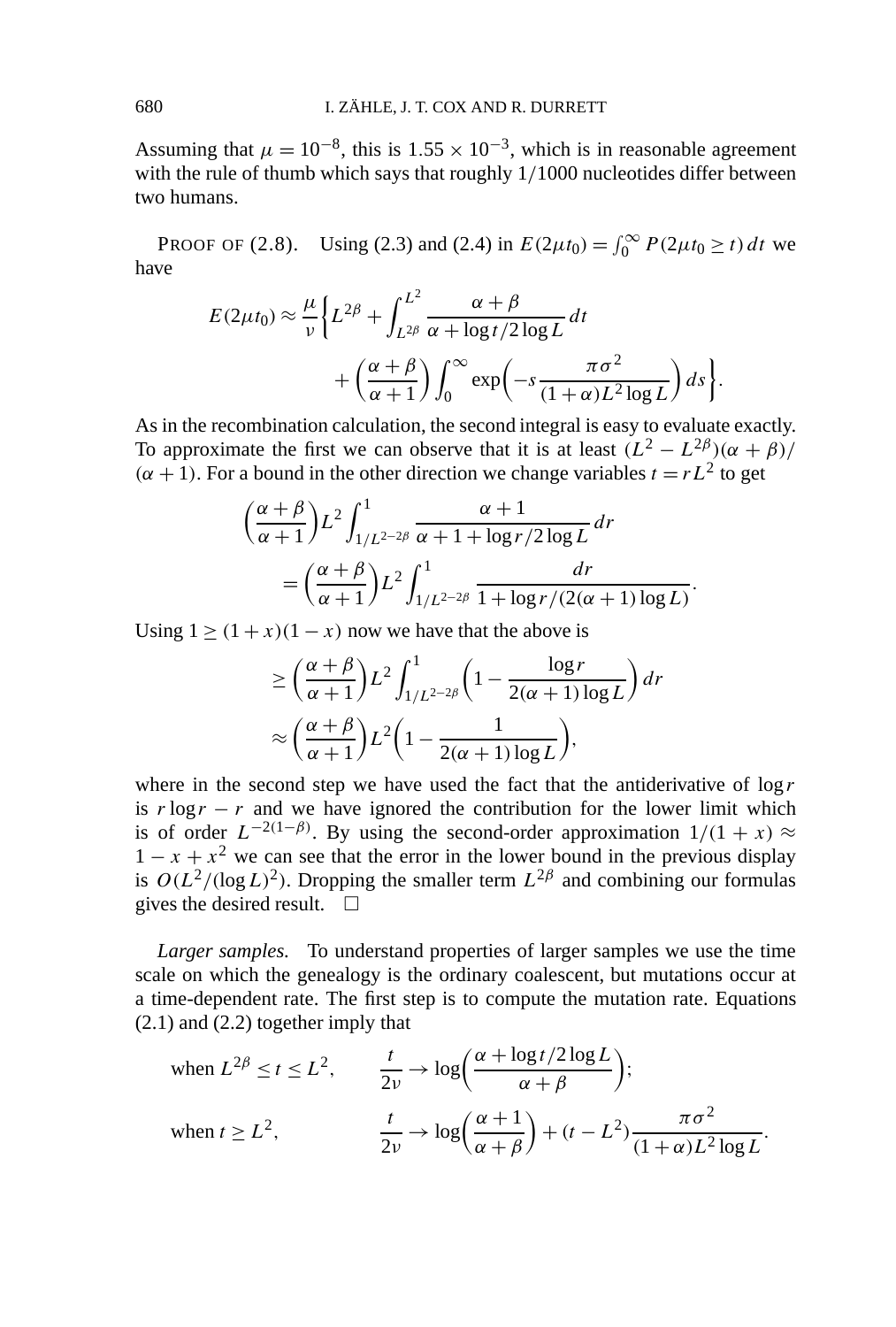Assuming that $\mu = 10^{-8}$, this is $1.55 \times 10^{-3}$, which is in reasonable agreement with the rule of thumb which says that roughly $1/1000$ nucleotides differ between two humans.

PROOF OF (2.8). Using (2.3) and (2.4) in $E(2\mu t_0) = \int_0^\infty P(2\mu t_0 \geq t)\,dt$ we have

$$E(2\mu t_0) \approx \frac{\mu}{\nu}\left\{L^{2\beta} + \int_{L^{2\beta}}^{L^2} \frac{\alpha+\beta}{\alpha + \log t/2\log L}\,dt + \left(\frac{\alpha+\beta}{\alpha+1}\right)\int_0^\infty \exp\left(-s\frac{\pi\sigma^2}{(1+\alpha)L^2\log L}\right)ds\right\}.$$

As in the recombination calculation, the second integral is easy to evaluate exactly. To approximate the first we can observe that it is at least $(L^2 - L^{2\beta})(\alpha+\beta)/(\alpha+1)$. For a bound in the other direction we change variables $t = rL^2$ to get

$$\begin{aligned}
&\left(\frac{\alpha+\beta}{\alpha+1}\right)L^2 \int_{1/L^{2-2\beta}}^1 \frac{\alpha+1}{\alpha+1+\log r/2\log L}\,dr \\
&\quad = \left(\frac{\alpha+\beta}{\alpha+1}\right)L^2 \int_{1/L^{2-2\beta}}^1 \frac{dr}{1+\log r/(2(\alpha+1)\log L)}.
\end{aligned}$$

Using $1 \geq (1+x)(1-x)$ now we have that the above is

$$\begin{aligned}
&\geq \left(\frac{\alpha+\beta}{\alpha+1}\right)L^2 \int_{1/L^{2-2\beta}}^1 \left(1 - \frac{\log r}{2(\alpha+1)\log L}\right)dr \\
&\approx \left(\frac{\alpha+\beta}{\alpha+1}\right)L^2\left(1 - \frac{1}{2(\alpha+1)\log L}\right),
\end{aligned}$$

where in the second step we have used the fact that the antiderivative of $\log r$ is $r\log r - r$ and we have ignored the contribution for the lower limit which is of order $L^{-2(1-\beta)}$. By using the second-order approximation $1/(1+x) \approx 1 - x + x^2$ we can see that the error in the lower bound in the previous display is $O(L^2/(\log L)^2)$. Dropping the smaller term $L^{2\beta}$ and combining our formulas gives the desired result. $\square$

*Larger samples.* To understand properties of larger samples we use the time scale on which the genealogy is the ordinary coalescent, but mutations occur at a time-dependent rate. The first step is to compute the mutation rate. Equations (2.1) and (2.2) together imply that

$$\begin{aligned}
&\text{when } L^{2\beta} \leq t \leq L^2, \qquad \frac{t}{2\nu} \to \log\left(\frac{\alpha + \log t/2\log L}{\alpha+\beta}\right); \\
&\text{when } t \geq L^2, \qquad \frac{t}{2\nu} \to \log\left(\frac{\alpha+1}{\alpha+\beta}\right) + (t - L^2)\frac{\pi\sigma^2}{(1+\alpha)L^2\log L}.
\end{aligned}$$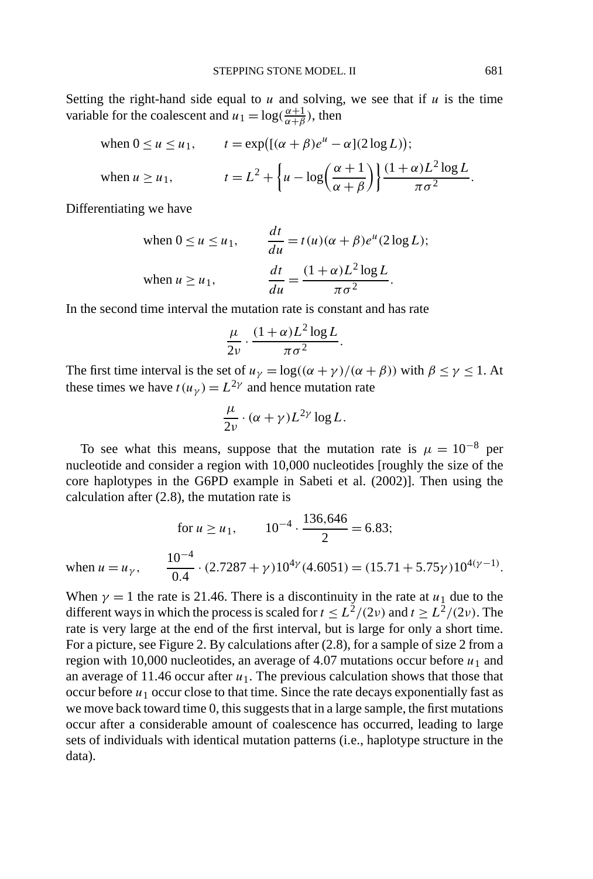Setting the right-hand side equal to $u$ and solving, we see that if $u$ is the time variable for the coalescent and $u_1 = \log(\frac{\alpha+1}{\alpha+\beta})$, then

$$
\begin{aligned}
&\text{when } 0 \le u \le u_1, \qquad t = \exp\big([(\alpha+\beta)e^u - \alpha](2\log L)\big);\\
&\text{when } u \ge u_1, \qquad t = L^2 + \left\{u - \log\left(\frac{\alpha+1}{\alpha+\beta}\right)\right\}\frac{(1+\alpha)L^2\log L}{\pi\sigma^2}.
\end{aligned}
$$

Differentiating we have

$$
\begin{aligned}
&\text{when } 0 \le u \le u_1, \qquad \frac{dt}{du} = t(u)(\alpha+\beta)e^u(2\log L);\\
&\text{when } u \ge u_1, \qquad \frac{dt}{du} = \frac{(1+\alpha)L^2\log L}{\pi\sigma^2}.
\end{aligned}
$$

In the second time interval the mutation rate is constant and has rate

$$
\frac{\mu}{2\nu}\cdot\frac{(1+\alpha)L^2\log L}{\pi\sigma^2}.
$$

The first time interval is the set of $u_\gamma = \log((\alpha+\gamma)/(\alpha+\beta))$ with $\beta \le \gamma \le 1$. At these times we have $t(u_\gamma) = L^{2\gamma}$ and hence mutation rate

$$
\frac{\mu}{2\nu}\cdot(\alpha+\gamma)L^{2\gamma}\log L.
$$

To see what this means, suppose that the mutation rate is $\mu = 10^{-8}$ per nucleotide and consider a region with 10,000 nucleotides [roughly the size of the core haplotypes in the G6PD example in Sabeti et al. (2002)]. Then using the calculation after (2.8), the mutation rate is

$$
\text{for } u \ge u_1, \qquad 10^{-4}\cdot\frac{136{,}646}{2} = 6.83;
$$

$$
\text{when } u = u_\gamma, \qquad \frac{10^{-4}}{0.4}\cdot(2.7287+\gamma)10^{4\gamma}(4.6051) = (15.71+5.75\gamma)10^{4(\gamma-1)}.
$$

When $\gamma = 1$ the rate is 21.46. There is a discontinuity in the rate at $u_1$ due to the different ways in which the process is scaled for $t \le L^2/(2\nu)$ and $t \ge L^2/(2\nu)$. The rate is very large at the end of the first interval, but is large for only a short time. For a picture, see Figure 2. By calculations after (2.8), for a sample of size 2 from a region with 10,000 nucleotides, an average of 4.07 mutations occur before $u_1$ and an average of 11.46 occur after $u_1$. The previous calculation shows that those that occur before $u_1$ occur close to that time. Since the rate decays exponentially fast as we move back toward time 0, this suggests that in a large sample, the first mutations occur after a considerable amount of coalescence has occurred, leading to large sets of individuals with identical mutation patterns (i.e., haplotype structure in the data).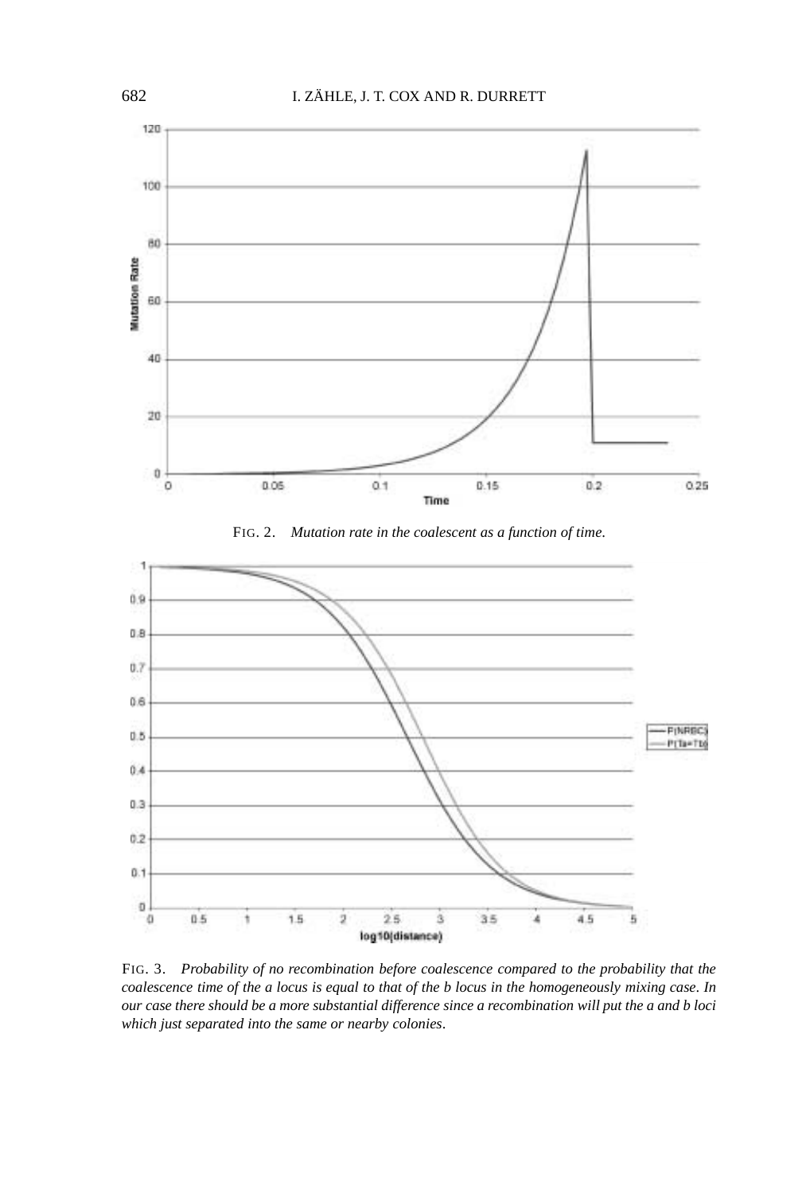FIG. 2. *Mutation rate in the coalescent as a function of time.*

FIG. 3. *Probability of no recombination before coalescence compared to the probability that the coalescence time of the a locus is equal to that of the b locus in the homogeneously mixing case. In our case there should be a more substantial difference since a recombination will put the a and b loci which just separated into the same or nearby colonies.*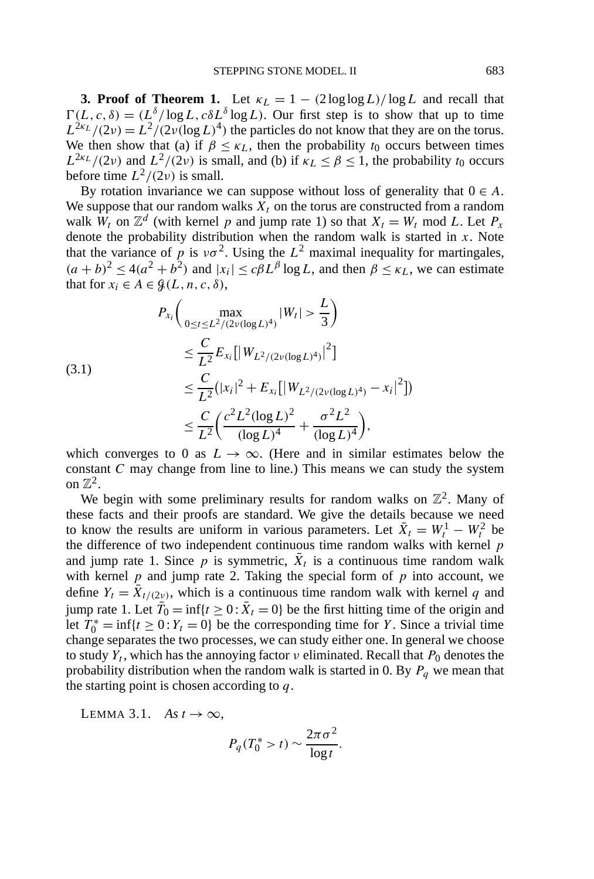**3. Proof of Theorem 1.** Let $\kappa_L = 1 - (2\log\log L)/\log L$ and recall that $\Gamma(L, c, \delta) = (L^\delta/\log L, c\delta L^\delta \log L)$. Our first step is to show that up to time $L^{2\kappa_L}/(2\nu) = L^2/(2\nu(\log L)^4)$ the particles do not know that they are on the torus. We then show that (a) if $\beta \le \kappa_L$, then the probability $t_0$ occurs between times $L^{2\kappa_L}/(2\nu)$ and $L^2/(2\nu)$ is small, and (b) if $\kappa_L \le \beta \le 1$, the probability $t_0$ occurs before time $L^2/(2\nu)$ is small.

By rotation invariance we can suppose without loss of generality that $0 \in A$. We suppose that our random walks $X_t$ on the torus are constructed from a random walk $W_t$ on $\mathbb{Z}^d$ (with kernel $p$ and jump rate 1) so that $X_t = W_t \bmod L$. Let $P_x$ denote the probability distribution when the random walk is started in $x$. Note that the variance of $p$ is $\nu\sigma^2$. Using the $L^2$ maximal inequality for martingales, $(a+b)^2 \le 4(a^2+b^2)$ and $|x_i| \le c\beta L^\beta \log L$, and then $\beta \le \kappa_L$, we can estimate that for $x_i \in A \in \mathcal{G}(L, n, c, \delta)$,

$$
\begin{aligned}
& P_{x_i}\Big(\max_{0 \le t \le L^2/(2\nu(\log L)^4)} |W_t| > \frac{L}{3}\Big) \\
& \quad \le \frac{C}{L^2} E_{x_i}\big[\big|W_{L^2/(2\nu(\log L)^4)}\big|^2\big] \\
& \quad \le \frac{C}{L^2}\big(|x_i|^2 + E_{x_i}\big[\big|W_{L^2/(2\nu(\log L)^4)} - x_i\big|^2\big]\big) \\
& \quad \le \frac{C}{L^2}\Big(\frac{c^2L^2(\log L)^2}{(\log L)^4} + \frac{\sigma^2 L^2}{(\log L)^4}\Big),
\end{aligned}
\tag{3.1}
$$

which converges to 0 as $L \to \infty$. (Here and in similar estimates below the constant $C$ may change from line to line.) This means we can study the system on $\mathbb{Z}^2$.

We begin with some preliminary results for random walks on $\mathbb{Z}^2$. Many of these facts and their proofs are standard. We give the details because we need to know the results are uniform in various parameters. Let $\bar{X}_t = W_t^1 - W_t^2$ be the difference of two independent continuous time random walks with kernel $p$ and jump rate 1. Since $p$ is symmetric, $\bar{X}_t$ is a continuous time random walk with kernel $p$ and jump rate 2. Taking the special form of $p$ into account, we define $Y_t = \bar{X}_{t/(2\nu)}$, which is a continuous time random walk with kernel $q$ and jump rate 1. Let $\bar{T}_0 = \inf\{t \ge 0 : \bar{X}_t = 0\}$ be the first hitting time of the origin and let $T_0^* = \inf\{t \ge 0 : Y_t = 0\}$ be the corresponding time for $Y$. Since a trivial time change separates the two processes, we can study either one. In general we choose to study $Y_t$, which has the annoying factor $\nu$ eliminated. Recall that $P_0$ denotes the probability distribution when the random walk is started in 0. By $P_q$ we mean that the starting point is chosen according to $q$.

LEMMA 3.1. *As* $t \to \infty$,

$$
P_q(T_0^* > t) \sim \frac{2\pi\sigma^2}{\log t}.
$$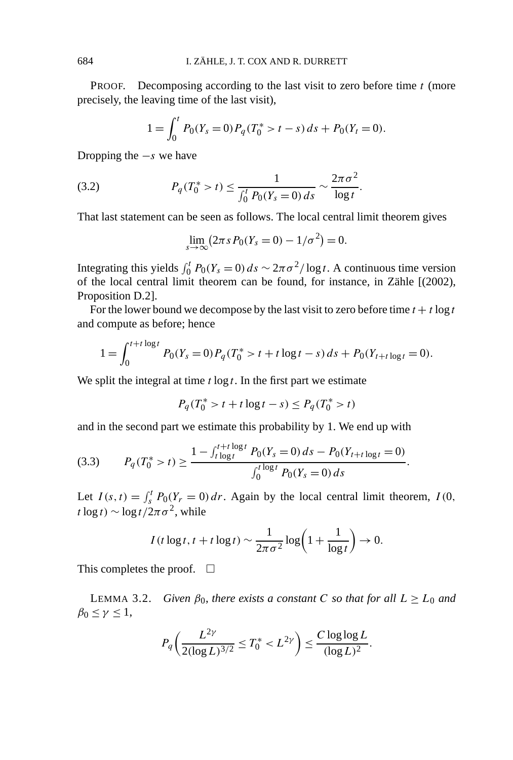PROOF. Decomposing according to the last visit to zero before time $t$ (more precisely, the leaving time of the last visit),

$$1 = \int_0^t P_0(Y_s = 0) P_q(T_0^* > t - s)\, ds + P_0(Y_t = 0).$$

Dropping the $-s$ we have

$$P_q(T_0^* > t) \le \frac{1}{\int_0^t P_0(Y_s = 0)\, ds} \sim \frac{2\pi\sigma^2}{\log t}. \tag{3.2}$$

That last statement can be seen as follows. The local central limit theorem gives

$$\lim_{s\to\infty} \bigl(2\pi s P_0(Y_s = 0) - 1/\sigma^2\bigr) = 0.$$

Integrating this yields $\int_0^t P_0(Y_s = 0)\, ds \sim 2\pi\sigma^2/\log t$. A continuous time version of the local central limit theorem can be found, for instance, in Zähle [(2002), Proposition D.2].

For the lower bound we decompose by the last visit to zero before time $t + t\log t$ and compute as before; hence

$$1 = \int_0^{t+t\log t} P_0(Y_s = 0) P_q(T_0^* > t + t\log t - s)\, ds + P_0(Y_{t+t\log t} = 0).$$

We split the integral at time $t\log t$. In the first part we estimate

$$P_q(T_0^* > t + t\log t - s) \le P_q(T_0^* > t)$$

and in the second part we estimate this probability by 1. We end up with

$$P_q(T_0^* > t) \ge \frac{1 - \int_{t\log t}^{t+t\log t} P_0(Y_s = 0)\, ds - P_0(Y_{t+t\log t} = 0)}{\int_0^{t\log t} P_0(Y_s = 0)\, ds}. \tag{3.3}$$

Let $I(s,t) = \int_s^t P_0(Y_r = 0)\, dr$. Again by the local central limit theorem, $I(0, t\log t) \sim \log t/2\pi\sigma^2$, while

$$I(t\log t, t + t\log t) \sim \frac{1}{2\pi\sigma^2} \log\biggl(1 + \frac{1}{\log t}\biggr) \to 0.$$

This completes the proof. $\square$

LEMMA 3.2. *Given $\beta_0$, there exists a constant $C$ so that for all $L \ge L_0$ and $\beta_0 \le \gamma \le 1$,*

$$P_q\biggl(\frac{L^{2\gamma}}{2(\log L)^{3/2}} \le T_0^* < L^{2\gamma}\biggr) \le \frac{C\log\log L}{(\log L)^2}.$$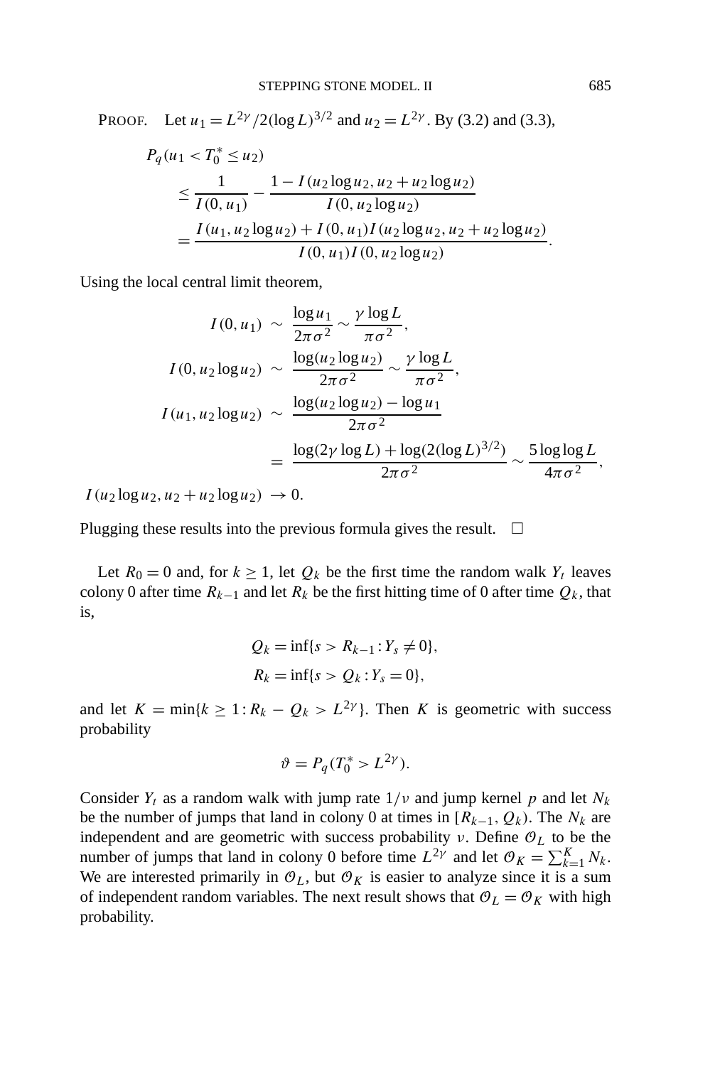PROOF. Let $u_1 = L^{2\gamma}/2(\log L)^{3/2}$ and $u_2 = L^{2\gamma}$. By (3.2) and (3.3),

$$
\begin{aligned}
P_q&(u_1 < T_0^* \le u_2) \\
&\le \frac{1}{I(0,u_1)} - \frac{1 - I(u_2 \log u_2, u_2 + u_2 \log u_2)}{I(0, u_2 \log u_2)} \\
&= \frac{I(u_1, u_2 \log u_2) + I(0,u_1) I(u_2 \log u_2, u_2 + u_2 \log u_2)}{I(0,u_1) I(0, u_2 \log u_2)}.
\end{aligned}
$$

Using the local central limit theorem,

$$
\begin{aligned}
I(0,u_1) &\sim \frac{\log u_1}{2\pi\sigma^2} \sim \frac{\gamma \log L}{\pi \sigma^2}, \\
I(0, u_2 \log u_2) &\sim \frac{\log(u_2 \log u_2)}{2\pi\sigma^2} \sim \frac{\gamma \log L}{\pi\sigma^2}, \\
I(u_1, u_2 \log u_2) &\sim \frac{\log(u_2 \log u_2) - \log u_1}{2\pi\sigma^2} \\
&= \frac{\log(2\gamma \log L) + \log(2(\log L)^{3/2})}{2\pi\sigma^2} \sim \frac{5 \log\log L}{4\pi\sigma^2}, \\
I(u_2 \log u_2, u_2 + u_2 \log u_2) &\to 0.
\end{aligned}
$$

Plugging these results into the previous formula gives the result. $\square$

Let $R_0 = 0$ and, for $k \ge 1$, let $Q_k$ be the first time the random walk $Y_t$ leaves colony 0 after time $R_{k-1}$ and let $R_k$ be the first hitting time of 0 after time $Q_k$, that is,

$$
\begin{aligned}
Q_k &= \inf\{s > R_{k-1} : Y_s \ne 0\}, \\
R_k &= \inf\{s > Q_k : Y_s = 0\},
\end{aligned}
$$

and let $K = \min\{k \ge 1 : R_k - Q_k > L^{2\gamma}\}$. Then $K$ is geometric with success probability

$$
\vartheta = P_q(T_0^* > L^{2\gamma}).
$$

Consider $Y_t$ as a random walk with jump rate $1/\nu$ and jump kernel $p$ and let $N_k$ be the number of jumps that land in colony 0 at times in $[R_{k-1}, Q_k)$. The $N_k$ are independent and are geometric with success probability $\nu$. Define $\mathcal{O}_L$ to be the number of jumps that land in colony 0 before time $L^{2\gamma}$ and let $\mathcal{O}_K = \sum_{k=1}^K N_k$. We are interested primarily in $\mathcal{O}_L$, but $\mathcal{O}_K$ is easier to analyze since it is a sum of independent random variables. The next result shows that $\mathcal{O}_L = \mathcal{O}_K$ with high probability.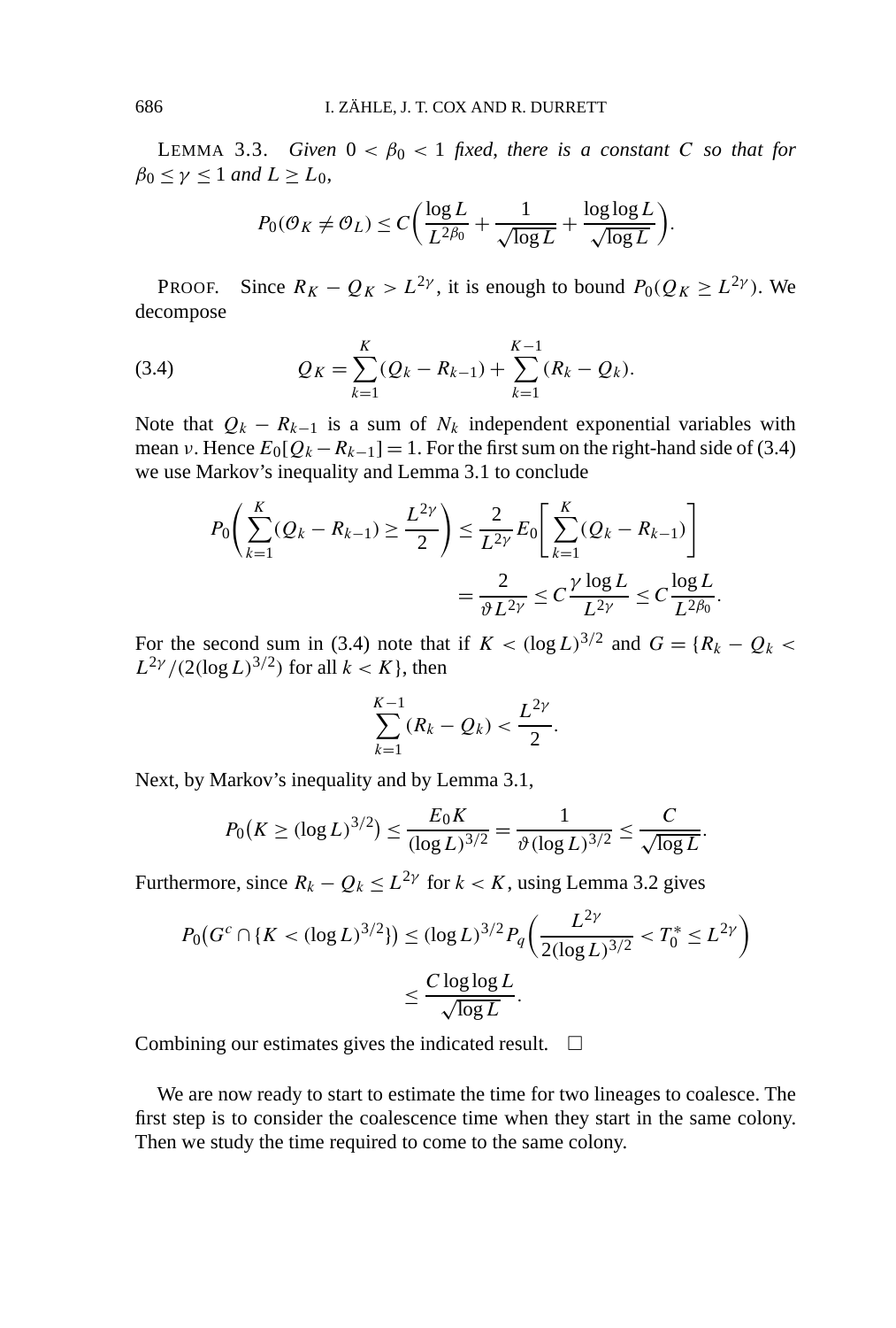LEMMA 3.3. *Given $0 < \beta_0 < 1$ fixed, there is a constant $C$ so that for $\beta_0 \le \gamma \le 1$ and $L \ge L_0$,*

$$P_0(\mathcal{O}_K \ne \mathcal{O}_L) \le C\left(\frac{\log L}{L^{2\beta_0}} + \frac{1}{\sqrt{\log L}} + \frac{\log\log L}{\sqrt{\log L}}\right).$$

PROOF. Since $R_K - Q_K > L^{2\gamma}$, it is enough to bound $P_0(Q_K \ge L^{2\gamma})$. We decompose

$$Q_K = \sum_{k=1}^{K}(Q_k - R_{k-1}) + \sum_{k=1}^{K-1}(R_k - Q_k). \tag{3.4}$$

Note that $Q_k - R_{k-1}$ is a sum of $N_k$ independent exponential variables with mean $\nu$. Hence $E_0[Q_k - R_{k-1}] = 1$. For the first sum on the right-hand side of (3.4) we use Markov's inequality and Lemma 3.1 to conclude

$$\begin{aligned}
P_0\left(\sum_{k=1}^{K}(Q_k - R_{k-1}) \ge \frac{L^{2\gamma}}{2}\right) &\le \frac{2}{L^{2\gamma}} E_0\left[\sum_{k=1}^{K}(Q_k - R_{k-1})\right] \\
&= \frac{2}{\vartheta L^{2\gamma}} \le C\frac{\gamma \log L}{L^{2\gamma}} \le C\frac{\log L}{L^{2\beta_0}}.
\end{aligned}$$

For the second sum in (3.4) note that if $K < (\log L)^{3/2}$ and $G = \{R_k - Q_k < L^{2\gamma}/(2(\log L)^{3/2})$ for all $k < K\}$, then

$$\sum_{k=1}^{K-1}(R_k - Q_k) < \frac{L^{2\gamma}}{2}.$$

Next, by Markov's inequality and by Lemma 3.1,

$$P_0\big(K \ge (\log L)^{3/2}\big) \le \frac{E_0 K}{(\log L)^{3/2}} = \frac{1}{\vartheta(\log L)^{3/2}} \le \frac{C}{\sqrt{\log L}}.$$

Furthermore, since $R_k - Q_k \le L^{2\gamma}$ for $k < K$, using Lemma 3.2 gives

$$\begin{aligned}
P_0\big(G^c \cap \{K < (\log L)^{3/2}\}\big) &\le (\log L)^{3/2} P_q\left(\frac{L^{2\gamma}}{2(\log L)^{3/2}} < T_0^* \le L^{2\gamma}\right) \\
&\le \frac{C \log\log L}{\sqrt{\log L}}.
\end{aligned}$$

Combining our estimates gives the indicated result. $\square$

We are now ready to start to estimate the time for two lineages to coalesce. The first step is to consider the coalescence time when they start in the same colony. Then we study the time required to come to the same colony.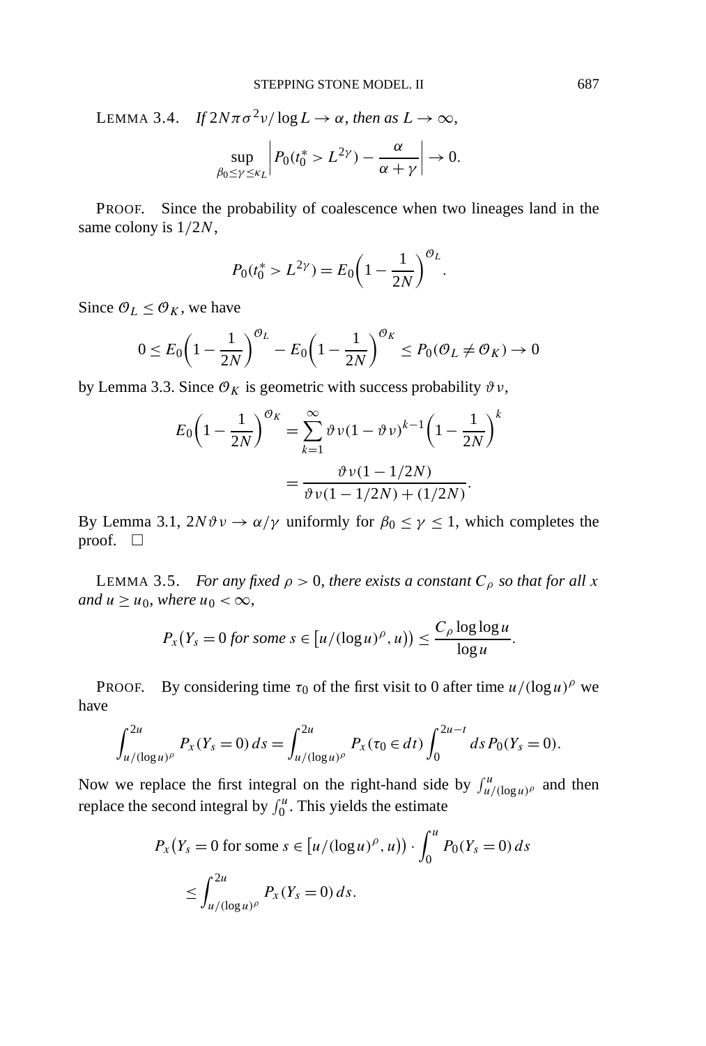LEMMA 3.4. *If* $2N\pi\sigma^2\nu/\log L \to \alpha$, *then as* $L \to \infty$,

$$\sup_{\beta_0 \le \gamma \le \kappa_L} \left| P_0(t_0^* > L^{2\gamma}) - \frac{\alpha}{\alpha+\gamma} \right| \to 0.$$

PROOF. Since the probability of coalescence when two lineages land in the same colony is $1/2N$,

$$P_0(t_0^* > L^{2\gamma}) = E_0\left(1 - \frac{1}{2N}\right)^{\mathcal{O}_L}.$$

Since $\mathcal{O}_L \le \mathcal{O}_K$, we have

$$0 \le E_0\left(1 - \frac{1}{2N}\right)^{\mathcal{O}_L} - E_0\left(1 - \frac{1}{2N}\right)^{\mathcal{O}_K} \le P_0(\mathcal{O}_L \ne \mathcal{O}_K) \to 0$$

by Lemma 3.3. Since $\mathcal{O}_K$ is geometric with success probability $\vartheta\nu$,

$$\begin{aligned} E_0\left(1 - \frac{1}{2N}\right)^{\mathcal{O}_K} &= \sum_{k=1}^{\infty} \vartheta\nu(1-\vartheta\nu)^{k-1}\left(1 - \frac{1}{2N}\right)^k \\ &= \frac{\vartheta\nu(1-1/2N)}{\vartheta\nu(1-1/2N) + (1/2N)}. \end{aligned}$$

By Lemma 3.1, $2N\vartheta\nu \to \alpha/\gamma$ uniformly for $\beta_0 \le \gamma \le 1$, which completes the proof. □

LEMMA 3.5. *For any fixed* $\rho > 0$, *there exists a constant* $C_\rho$ *so that for all* $x$ *and* $u \ge u_0$, *where* $u_0 < \infty$,

$$P_x\big(Y_s = 0 \text{ for some } s \in [u/(\log u)^\rho, u)\big) \le \frac{C_\rho \log\log u}{\log u}.$$

PROOF. By considering time $\tau_0$ of the first visit to 0 after time $u/(\log u)^\rho$ we have

$$\int_{u/(\log u)^\rho}^{2u} P_x(Y_s = 0)\, ds = \int_{u/(\log u)^\rho}^{2u} P_x(\tau_0 \in dt) \int_0^{2u-t} ds\, P_0(Y_s = 0).$$

Now we replace the first integral on the right-hand side by $\int_{u/(\log u)^\rho}^{u}$ and then replace the second integral by $\int_0^u$. This yields the estimate

$$\begin{aligned} &P_x\big(Y_s = 0 \text{ for some } s \in [u/(\log u)^\rho, u)\big) \cdot \int_0^u P_0(Y_s = 0)\, ds \\ &\quad \le \int_{u/(\log u)^\rho}^{2u} P_x(Y_s = 0)\, ds. \end{aligned}$$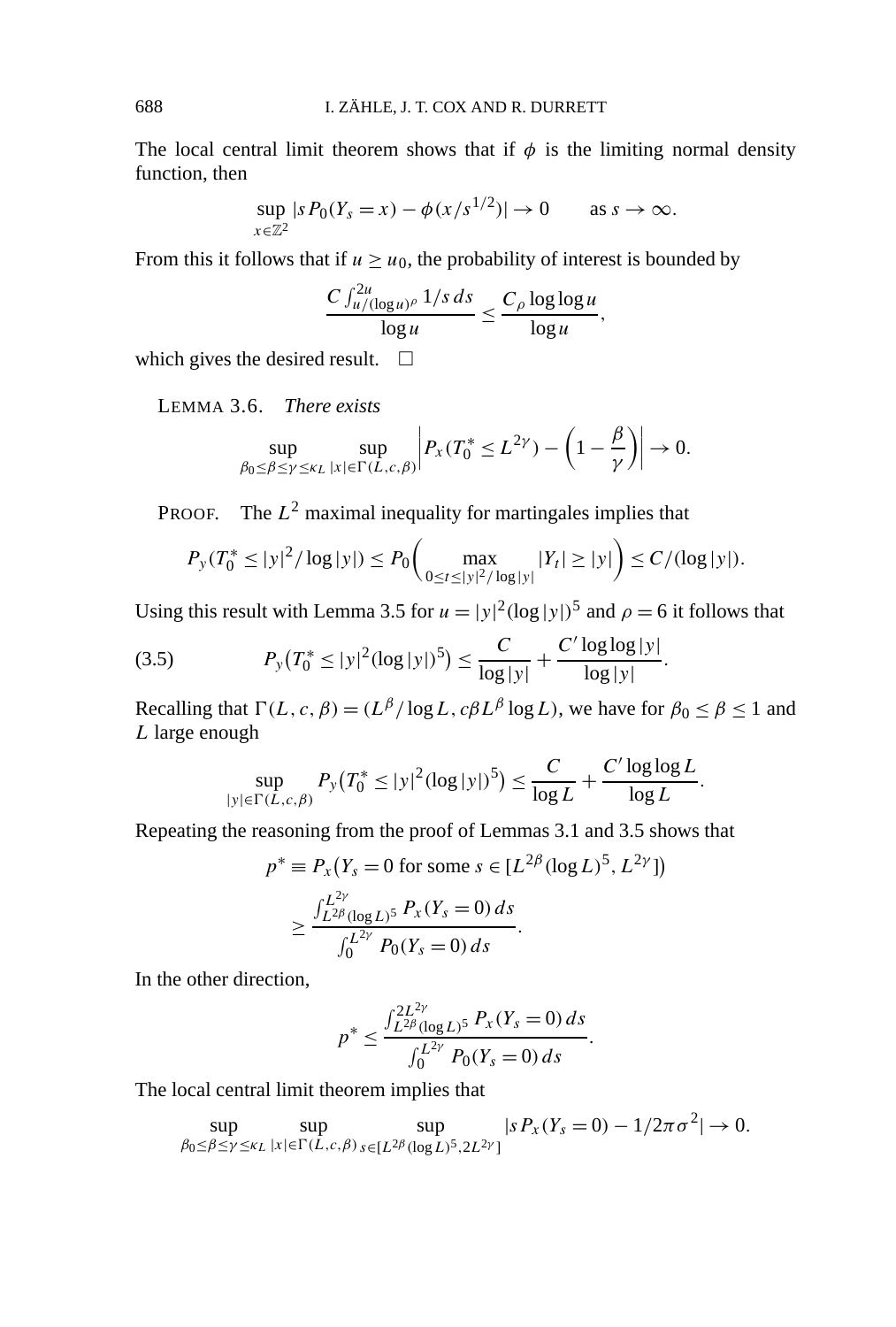The local central limit theorem shows that if $\phi$ is the limiting normal density function, then

$$\sup_{x\in\mathbb{Z}^2} |sP_0(Y_s = x) - \phi(x/s^{1/2})| \to 0 \qquad \text{as } s \to \infty.$$

From this it follows that if $u \geq u_0$, the probability of interest is bounded by

$$\frac{C\int_{u/(\log u)^\rho}^{2u} 1/s\, ds}{\log u} \leq \frac{C_\rho \log\log u}{\log u},$$

which gives the desired result. $\square$

LEMMA 3.6. *There exists*

$$\sup_{\beta_0 \leq \beta \leq \gamma \leq \kappa_L} \sup_{|x|\in\Gamma(L,c,\beta)} \left| P_x(T_0^* \leq L^{2\gamma}) - \left(1 - \frac{\beta}{\gamma}\right)\right| \to 0.$$

PROOF. The $L^2$ maximal inequality for martingales implies that

$$P_y(T_0^* \leq |y|^2/\log|y|) \leq P_0\left(\max_{0\leq t\leq |y|^2/\log|y|} |Y_t| \geq |y|\right) \leq C/(\log|y|).$$

Using this result with Lemma 3.5 for $u = |y|^2(\log|y|)^5$ and $\rho = 6$ it follows that

$$P_y\big(T_0^* \leq |y|^2(\log|y|)^5\big) \leq \frac{C}{\log|y|} + \frac{C'\log\log|y|}{\log|y|}. \tag{3.5}$$

Recalling that $\Gamma(L,c,\beta) = (L^\beta/\log L, c\beta L^\beta \log L)$, we have for $\beta_0 \leq \beta \leq 1$ and $L$ large enough

$$\sup_{|y|\in\Gamma(L,c,\beta)} P_y\big(T_0^* \leq |y|^2(\log|y|)^5\big) \leq \frac{C}{\log L} + \frac{C'\log\log L}{\log L}.$$

Repeating the reasoning from the proof of Lemmas 3.1 and 3.5 shows that

$$\begin{aligned} p^* &\equiv P_x\big(Y_s = 0 \text{ for some } s \in [L^{2\beta}(\log L)^5, L^{2\gamma}]\big) \\ &\geq \frac{\int_{L^{2\beta}(\log L)^5}^{L^{2\gamma}} P_x(Y_s = 0)\, ds}{\int_0^{L^{2\gamma}} P_0(Y_s = 0)\, ds}. \end{aligned}$$

In the other direction,

$$p^* \leq \frac{\int_{L^{2\beta}(\log L)^5}^{2L^{2\gamma}} P_x(Y_s = 0)\, ds}{\int_0^{L^{2\gamma}} P_0(Y_s = 0)\, ds}.$$

The local central limit theorem implies that

$$\sup_{\beta_0\leq\beta\leq\gamma\leq\kappa_L} \sup_{|x|\in\Gamma(L,c,\beta)} \sup_{s\in[L^{2\beta}(\log L)^5, 2L^{2\gamma}]} |sP_x(Y_s = 0) - 1/2\pi\sigma^2| \to 0.$$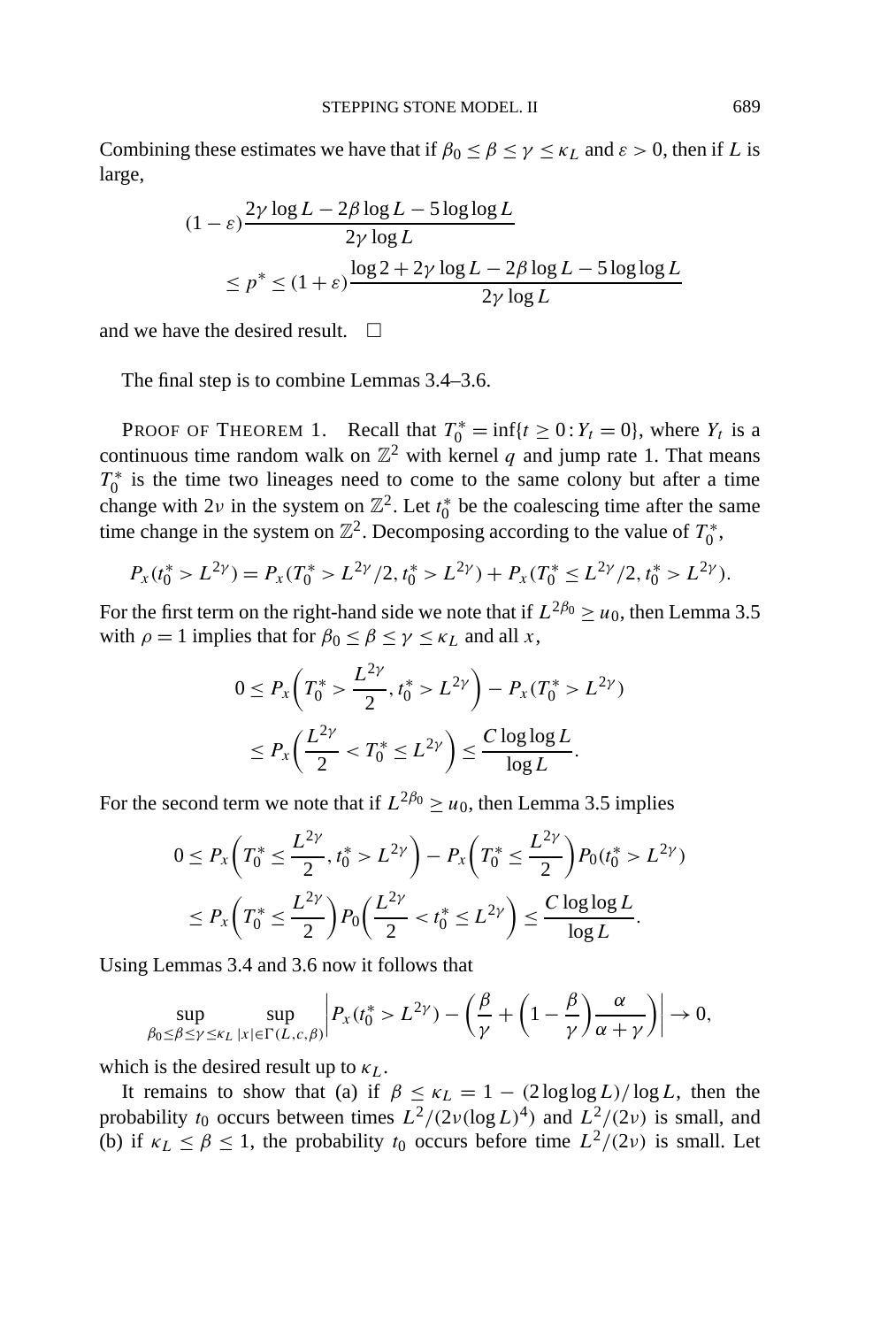Combining these estimates we have that if $\beta_0 \le \beta \le \gamma \le \kappa_L$ and $\varepsilon > 0$, then if $L$ is large,

$$
\begin{aligned}
(1-\varepsilon)&\frac{2\gamma \log L - 2\beta \log L - 5 \log\log L}{2\gamma \log L} \\
&\le p^* \le (1+\varepsilon)\frac{\log 2 + 2\gamma \log L - 2\beta \log L - 5\log\log L}{2\gamma \log L}
\end{aligned}
$$

and we have the desired result. $\square$

The final step is to combine Lemmas 3.4–3.6.

PROOF OF THEOREM 1. Recall that $T_0^* = \inf\{t \ge 0 : Y_t = 0\}$, where $Y_t$ is a continuous time random walk on $\mathbb{Z}^2$ with kernel $q$ and jump rate 1. That means $T_0^*$ is the time two lineages need to come to the same colony but after a time change with $2\nu$ in the system on $\mathbb{Z}^2$. Let $t_0^*$ be the coalescing time after the same time change in the system on $\mathbb{Z}^2$. Decomposing according to the value of $T_0^*$,

$$
P_x(t_0^* > L^{2\gamma}) = P_x(T_0^* > L^{2\gamma}/2, t_0^* > L^{2\gamma}) + P_x(T_0^* \le L^{2\gamma}/2, t_0^* > L^{2\gamma}).
$$

For the first term on the right-hand side we note that if $L^{2\beta_0} \ge u_0$, then Lemma 3.5 with $\rho = 1$ implies that for $\beta_0 \le \beta \le \gamma \le \kappa_L$ and all $x$,

$$
\begin{aligned}
0 &\le P_x\left(T_0^* > \frac{L^{2\gamma}}{2}, t_0^* > L^{2\gamma}\right) - P_x(T_0^* > L^{2\gamma}) \\
&\le P_x\left(\frac{L^{2\gamma}}{2} < T_0^* \le L^{2\gamma}\right) \le \frac{C \log\log L}{\log L}.
\end{aligned}
$$

For the second term we note that if $L^{2\beta_0} \ge u_0$, then Lemma 3.5 implies

$$
\begin{aligned}
0 &\le P_x\left(T_0^* \le \frac{L^{2\gamma}}{2}, t_0^* > L^{2\gamma}\right) - P_x\left(T_0^* \le \frac{L^{2\gamma}}{2}\right) P_0(t_0^* > L^{2\gamma}) \\
&\le P_x\left(T_0^* \le \frac{L^{2\gamma}}{2}\right) P_0\left(\frac{L^{2\gamma}}{2} < t_0^* \le L^{2\gamma}\right) \le \frac{C \log\log L}{\log L}.
\end{aligned}
$$

Using Lemmas 3.4 and 3.6 now it follows that

$$
\sup_{\beta_0 \le \beta \le \gamma \le \kappa_L} \sup_{|x| \in \Gamma(L,c,\beta)} \left| P_x(t_0^* > L^{2\gamma}) - \left(\frac{\beta}{\gamma} + \left(1 - \frac{\beta}{\gamma}\right)\frac{\alpha}{\alpha + \gamma}\right)\right| \to 0,
$$

which is the desired result up to $\kappa_L$.

It remains to show that (a) if $\beta \le \kappa_L = 1 - (2\log\log L)/\log L$, then the probability $t_0$ occurs between times $L^2/(2\nu(\log L)^4)$ and $L^2/(2\nu)$ is small, and (b) if $\kappa_L \le \beta \le 1$, the probability $t_0$ occurs before time $L^2/(2\nu)$ is small. Let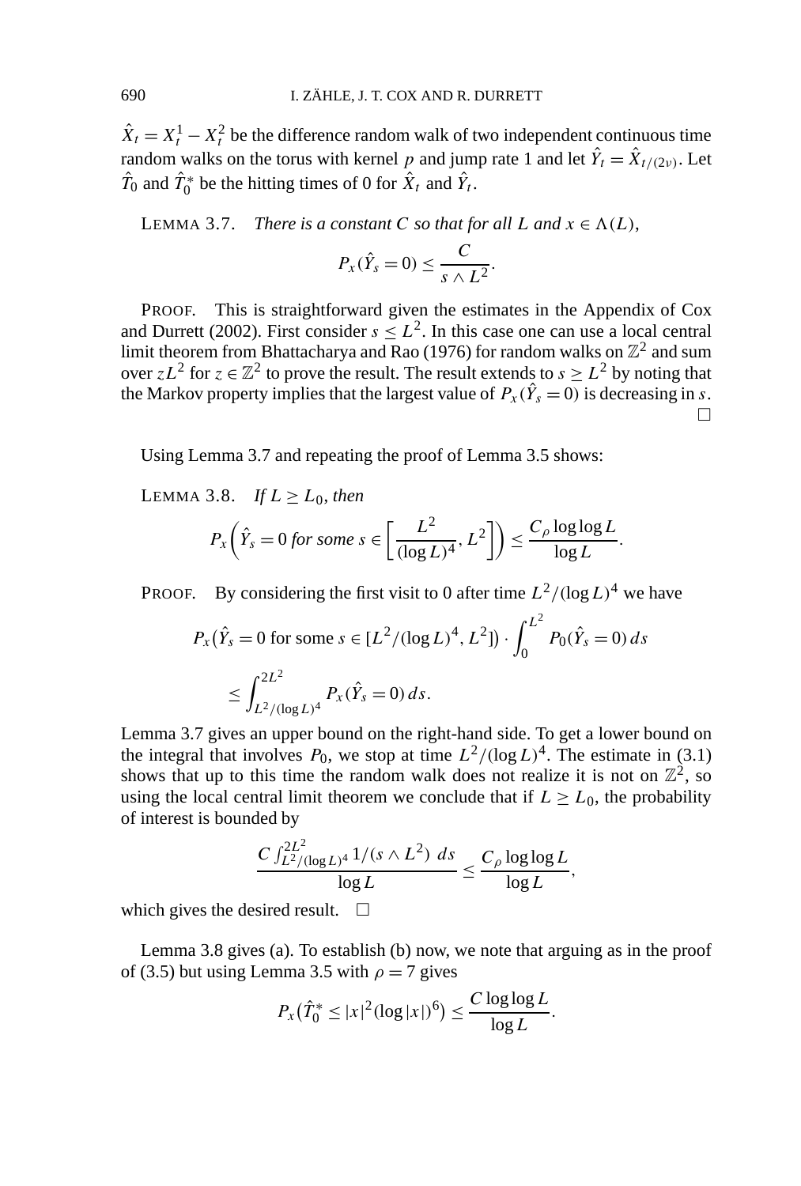$\hat{X}_t = X_t^1 - X_t^2$ be the difference random walk of two independent continuous time random walks on the torus with kernel $p$ and jump rate 1 and let $\hat{Y}_t = \hat{X}_{t/(2\nu)}$. Let $\hat{T}_0$ and $\hat{T}_0^*$ be the hitting times of 0 for $\hat{X}_t$ and $\hat{Y}_t$.

LEMMA 3.7. *There is a constant $C$ so that for all $L$ and $x \in \Lambda(L)$,*

$$P_x(\hat{Y}_s = 0) \leq \frac{C}{s \wedge L^2}.$$

PROOF. This is straightforward given the estimates in the Appendix of Cox and Durrett (2002). First consider $s \leq L^2$. In this case one can use a local central limit theorem from Bhattacharya and Rao (1976) for random walks on $\mathbb{Z}^2$ and sum over $zL^2$ for $z \in \mathbb{Z}^2$ to prove the result. The result extends to $s \geq L^2$ by noting that the Markov property implies that the largest value of $P_x(\hat{Y}_s = 0)$ is decreasing in $s$. □

Using Lemma 3.7 and repeating the proof of Lemma 3.5 shows:

LEMMA 3.8. *If $L \geq L_0$, then*

$$P_x\left(\hat{Y}_s = 0 \text{ for some } s \in \left[\frac{L^2}{(\log L)^4}, L^2\right]\right) \leq \frac{C_\rho \log\log L}{\log L}.$$

PROOF. By considering the first visit to 0 after time $L^2/(\log L)^4$ we have

$$\begin{aligned}
P_x\big(\hat{Y}_s = 0 \text{ for some } s \in [L^2/(\log L)^4, L^2]\big) \cdot \int_0^{L^2} P_0(\hat{Y}_s = 0)\, ds \\
\leq \int_{L^2/(\log L)^4}^{2L^2} P_x(\hat{Y}_s = 0)\, ds.
\end{aligned}$$

Lemma 3.7 gives an upper bound on the right-hand side. To get a lower bound on the integral that involves $P_0$, we stop at time $L^2/(\log L)^4$. The estimate in (3.1) shows that up to this time the random walk does not realize it is not on $\mathbb{Z}^2$, so using the local central limit theorem we conclude that if $L \geq L_0$, the probability of interest is bounded by

$$\frac{C \int_{L^2/(\log L)^4}^{2L^2} 1/(s \wedge L^2)\, ds}{\log L} \leq \frac{C_\rho \log\log L}{\log L},$$

which gives the desired result. □

Lemma 3.8 gives (a). To establish (b) now, we note that arguing as in the proof of (3.5) but using Lemma 3.5 with $\rho = 7$ gives

$$P_x\big(\hat{T}_0^* \leq |x|^2(\log|x|)^6\big) \leq \frac{C \log\log L}{\log L}.$$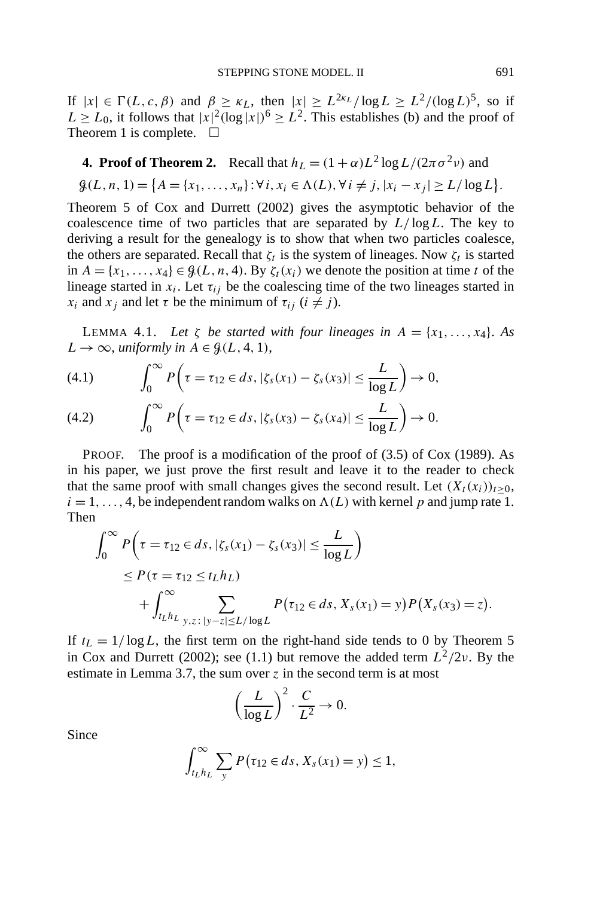If $|x| \in \Gamma(L, c, \beta)$ and $\beta \geq \kappa_L$, then $|x| \geq L^{2\kappa_L}/\log L \geq L^2/(\log L)^5$, so if $L \geq L_0$, it follows that $|x|^2(\log|x|)^6 \geq L^2$. This establishes (b) and the proof of Theorem 1 is complete. $\square$

## 4. Proof of Theorem 2.

Recall that $h_L = (1+\alpha)L^2 \log L/(2\pi\sigma^2 \nu)$ and

$$\mathcal{G}(L, n, 1) = \{A = \{x_1, \ldots, x_n\} : \forall i, x_i \in \Lambda(L), \forall i \neq j, |x_i - x_j| \geq L/\log L\}.$$

Theorem 5 of Cox and Durrett (2002) gives the asymptotic behavior of the coalescence time of two particles that are separated by $L/\log L$. The key to deriving a result for the genealogy is to show that when two particles coalesce, the others are separated. Recall that $\zeta_t$ is the system of lineages. Now $\zeta_t$ is started in $A = \{x_1, \ldots, x_4\} \in \mathcal{G}(L, n, 4)$. By $\zeta_t(x_i)$ we denote the position at time $t$ of the lineage started in $x_i$. Let $\tau_{ij}$ be the coalescing time of the two lineages started in $x_i$ and $x_j$ and let $\tau$ be the minimum of $\tau_{ij}$ $(i \neq j)$.

LEMMA 4.1. *Let $\zeta$ be started with four lineages in $A = \{x_1, \ldots, x_4\}$. As $L \to \infty$, uniformly in $A \in \mathcal{G}(L, 4, 1)$,*

$$\int_0^\infty P\left(\tau = \tau_{12} \in ds, |\zeta_s(x_1) - \zeta_s(x_3)| \leq \frac{L}{\log L}\right) \to 0, \tag{4.1}$$

$$\int_0^\infty P\left(\tau = \tau_{12} \in ds, |\zeta_s(x_3) - \zeta_s(x_4)| \leq \frac{L}{\log L}\right) \to 0. \tag{4.2}$$

PROOF. The proof is a modification of the proof of (3.5) of Cox (1989). As in his paper, we just prove the first result and leave it to the reader to check that the same proof with small changes gives the second result. Let $(X_t(x_i))_{t\geq 0}$, $i = 1, \ldots, 4$, be independent random walks on $\Lambda(L)$ with kernel $p$ and jump rate 1. Then

$$\begin{aligned}
&\int_0^\infty P\left(\tau = \tau_{12} \in ds, |\zeta_s(x_1) - \zeta_s(x_3)| \leq \frac{L}{\log L}\right) \\
&\quad \leq P(\tau = \tau_{12} \leq t_L h_L) \\
&\qquad + \int_{t_L h_L}^\infty \sum_{y,z : |y-z| \leq L/\log L} P(\tau_{12} \in ds, X_s(x_1) = y) P(X_s(x_3) = z).
\end{aligned}$$

If $t_L = 1/\log L$, the first term on the right-hand side tends to 0 by Theorem 5 in Cox and Durrett (2002); see (1.1) but remove the added term $L^2/2\nu$. By the estimate in Lemma 3.7, the sum over $z$ in the second term is at most

$$\left(\frac{L}{\log L}\right)^2 \cdot \frac{C}{L^2} \to 0.$$

Since

$$\int_{t_L h_L}^\infty \sum_y P(\tau_{12} \in ds, X_s(x_1) = y) \leq 1,$$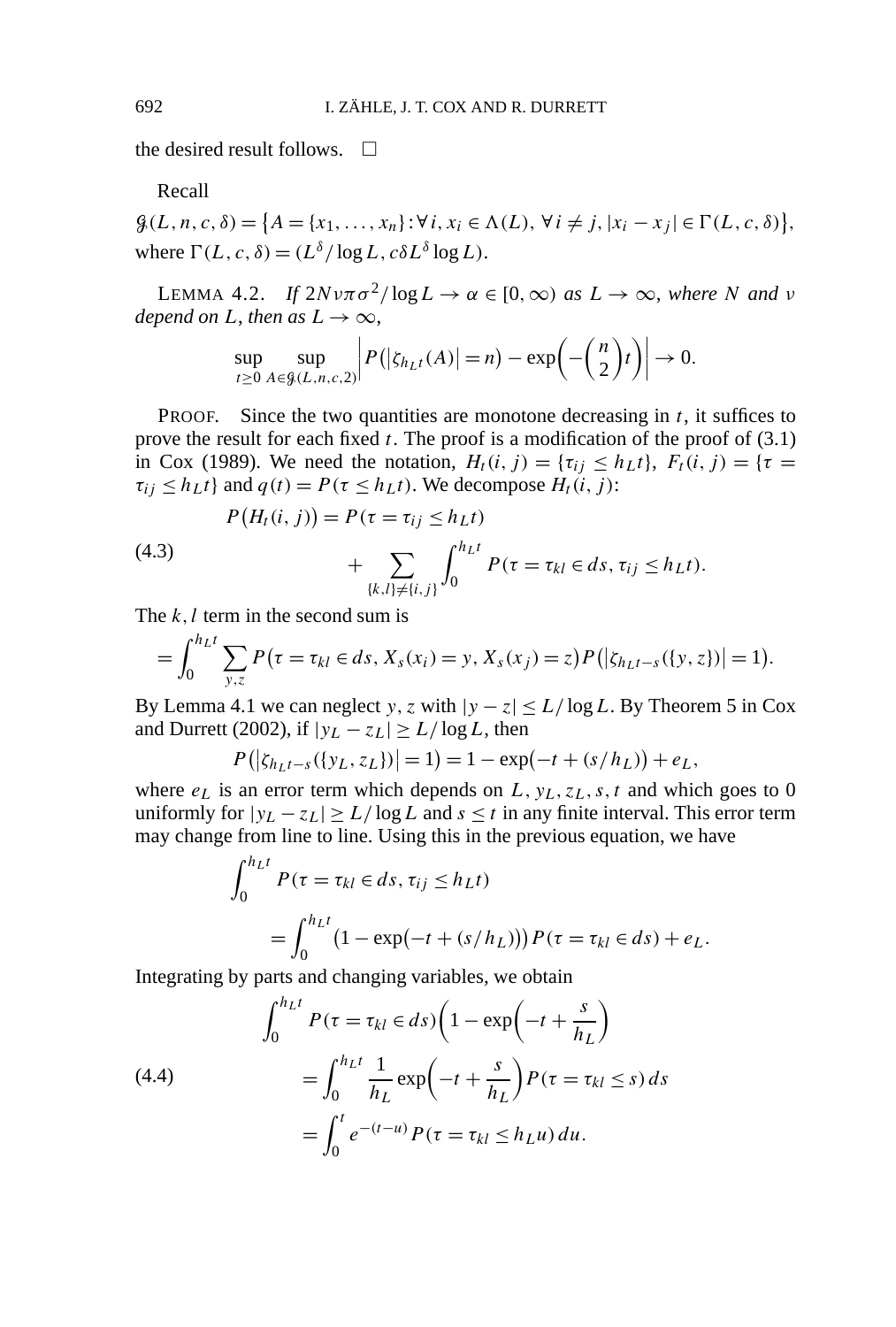the desired result follows. $\square$

Recall

$\mathcal{G}(L, n, c, \delta) = \{A = \{x_1, \dots, x_n\} : \forall i, x_i \in \Lambda(L), \forall i \neq j, |x_i - x_j| \in \Gamma(L, c, \delta)\}$, where $\Gamma(L, c, \delta) = (L^\delta / \log L, c\delta L^\delta \log L)$.

LEMMA 4.2. *If $2N\nu\pi\sigma^2/\log L \to \alpha \in [0, \infty)$ as $L \to \infty$, where $N$ and $\nu$ depend on $L$, then as $L \to \infty$,*

$$\sup_{t \geq 0} \sup_{A \in \mathcal{G}(L,n,c,2)} \left| P\big(|\zeta_{h_L t}(A)| = n\big) - \exp\left(-\binom{n}{2} t\right) \right| \to 0.$$

PROOF. Since the two quantities are monotone decreasing in $t$, it suffices to prove the result for each fixed $t$. The proof is a modification of the proof of (3.1) in Cox (1989). We need the notation, $H_t(i, j) = \{\tau_{ij} \leq h_L t\}$, $F_t(i, j) = \{\tau = \tau_{ij} \leq h_L t\}$ and $q(t) = P(\tau \leq h_L t)$. We decompose $H_t(i, j)$:

$$\begin{aligned} P\big(H_t(i, j)\big) &= P(\tau = \tau_{ij} \leq h_L t) \\ &\quad + \sum_{\{k,l\} \neq \{i,j\}} \int_0^{h_L t} P(\tau = \tau_{kl} \in ds, \tau_{ij} \leq h_L t). \end{aligned} \tag{4.3}$$

The $k, l$ term in the second sum is

$$= \int_0^{h_L t} \sum_{y,z} P\big(\tau = \tau_{kl} \in ds, X_s(x_i) = y, X_s(x_j) = z\big) P\big(|\zeta_{h_L t - s}(\{y, z\})| = 1\big).$$

By Lemma 4.1 we can neglect $y, z$ with $|y - z| \leq L/\log L$. By Theorem 5 in Cox and Durrett (2002), if $|y_L - z_L| \geq L/\log L$, then

$$P\big(|\zeta_{h_L t - s}(\{y_L, z_L\})| = 1\big) = 1 - \exp\big(-t + (s/h_L)\big) + e_L,$$

where $e_L$ is an error term which depends on $L, y_L, z_L, s, t$ and which goes to 0 uniformly for $|y_L - z_L| \geq L/\log L$ and $s \leq t$ in any finite interval. This error term may change from line to line. Using this in the previous equation, we have

$$\begin{aligned} &\int_0^{h_L t} P(\tau = \tau_{kl} \in ds, \tau_{ij} \leq h_L t) \\ &\qquad = \int_0^{h_L t} \big(1 - \exp(-t + (s/h_L))\big) P(\tau = \tau_{kl} \in ds) + e_L. \end{aligned}$$

Integrating by parts and changing variables, we obtain

$$\begin{aligned} &\int_0^{h_L t} P(\tau = \tau_{kl} \in ds) \left(1 - \exp\left(-t + \frac{s}{h_L}\right)\right) \\ &\qquad = \int_0^{h_L t} \frac{1}{h_L} \exp\left(-t + \frac{s}{h_L}\right) P(\tau = \tau_{kl} \leq s)\, ds \\ &\qquad = \int_0^t e^{-(t-u)} P(\tau = \tau_{kl} \leq h_L u)\, du. \end{aligned} \tag{4.4}$$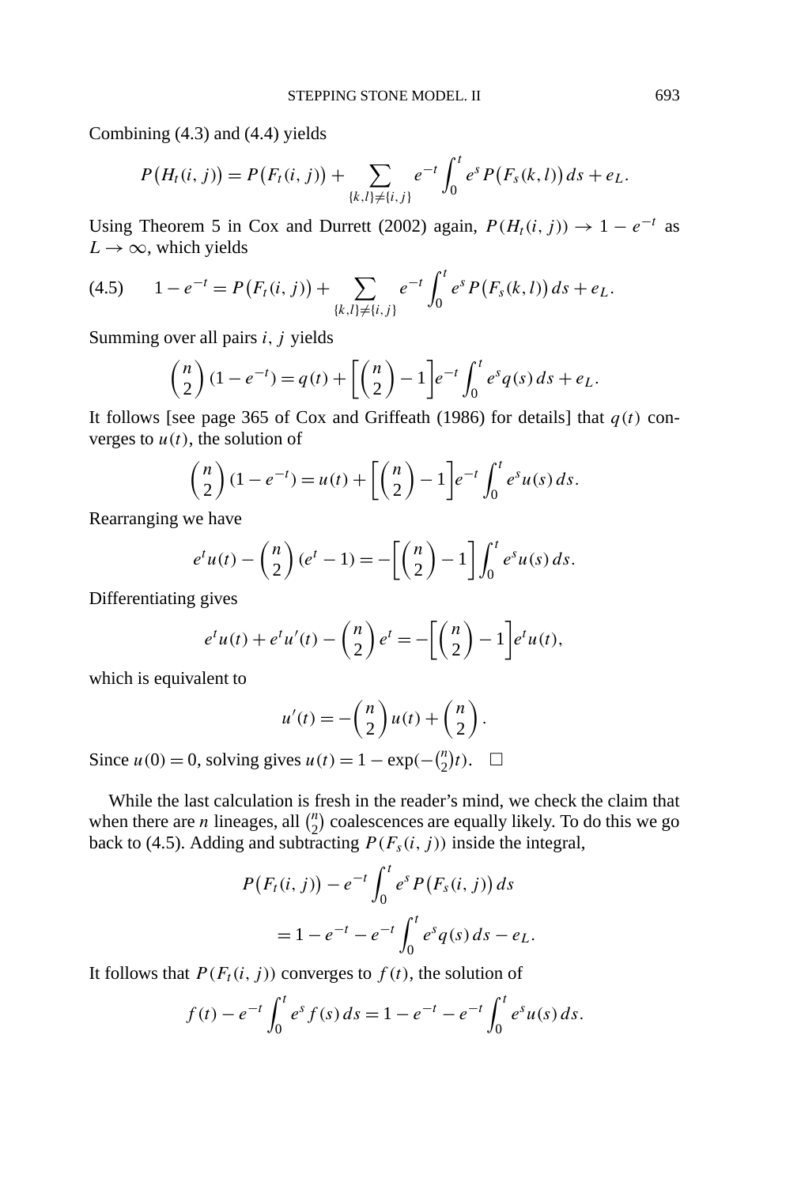Combining (4.3) and (4.4) yields

$$P\big(H_t(i,j)\big) = P\big(F_t(i,j)\big) + \sum_{\{k,l\}\neq\{i,j\}} e^{-t}\int_0^t e^s P\big(F_s(k,l)\big)\,ds + e_L.$$

Using Theorem 5 in Cox and Durrett (2002) again, $P(H_t(i,j)) \to 1 - e^{-t}$ as $L \to \infty$, which yields

$$(4.5)\qquad 1 - e^{-t} = P\big(F_t(i,j)\big) + \sum_{\{k,l\}\neq\{i,j\}} e^{-t}\int_0^t e^s P\big(F_s(k,l)\big)\,ds + e_L.$$

Summing over all pairs $i, j$ yields

$$\binom{n}{2}(1-e^{-t}) = q(t) + \left[\binom{n}{2} - 1\right] e^{-t}\int_0^t e^s q(s)\,ds + e_L.$$

It follows [see page 365 of Cox and Griffeath (1986) for details] that $q(t)$ converges to $u(t)$, the solution of

$$\binom{n}{2}(1-e^{-t}) = u(t) + \left[\binom{n}{2} - 1\right] e^{-t}\int_0^t e^s u(s)\,ds.$$

Rearranging we have

$$e^t u(t) - \binom{n}{2}(e^t - 1) = -\left[\binom{n}{2} - 1\right]\int_0^t e^s u(s)\,ds.$$

Differentiating gives

$$e^t u(t) + e^t u'(t) - \binom{n}{2} e^t = -\left[\binom{n}{2} - 1\right] e^t u(t),$$

which is equivalent to

$$u'(t) = -\binom{n}{2} u(t) + \binom{n}{2}.$$

Since $u(0) = 0$, solving gives $u(t) = 1 - \exp(-\binom{n}{2}t)$. $\square$

While the last calculation is fresh in the reader's mind, we check the claim that when there are $n$ lineages, all $\binom{n}{2}$ coalescences are equally likely. To do this we go back to (4.5). Adding and subtracting $P(F_s(i,j))$ inside the integral,

$$\begin{aligned} P\big(F_t(i,j)\big) &- e^{-t}\int_0^t e^s P\big(F_s(i,j)\big)\,ds \\ &= 1 - e^{-t} - e^{-t}\int_0^t e^s q(s)\,ds - e_L. \end{aligned}$$

It follows that $P(F_t(i,j))$ converges to $f(t)$, the solution of

$$f(t) - e^{-t}\int_0^t e^s f(s)\,ds = 1 - e^{-t} - e^{-t}\int_0^t e^s u(s)\,ds.$$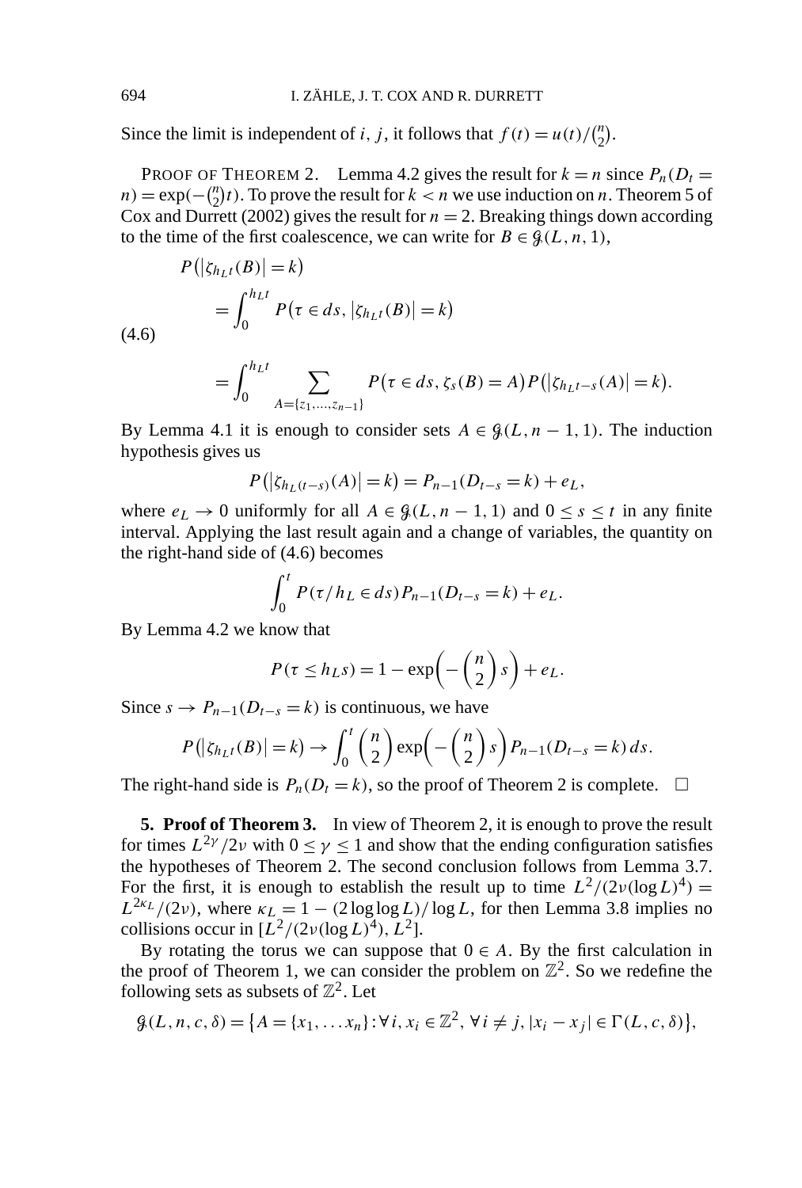Since the limit is independent of $i$, $j$, it follows that $f(t) = u(t)/\binom{n}{2}$.

PROOF OF THEOREM 2. Lemma 4.2 gives the result for $k = n$ since $P_n(D_t = n) = \exp(-\binom{n}{2}t)$. To prove the result for $k < n$ we use induction on $n$. Theorem 5 of Cox and Durrett (2002) gives the result for $n = 2$. Breaking things down according to the time of the first coalescence, we can write for $B \in \mathcal{G}(L, n, 1)$,

$$
\begin{aligned}
&P(|\zeta_{h_L t}(B)| = k) \\
&\quad = \int_0^{h_L t} P(\tau \in ds, |\zeta_{h_L t}(B)| = k) \\
&\quad = \int_0^{h_L t} \sum_{A=\{z_1,\dots,z_{n-1}\}} P(\tau \in ds, \zeta_s(B) = A) P(|\zeta_{h_L t - s}(A)| = k).
\end{aligned}
\tag{4.6}
$$

By Lemma 4.1 it is enough to consider sets $A \in \mathcal{G}(L, n-1, 1)$. The induction hypothesis gives us

$$
P(|\zeta_{h_L(t-s)}(A)| = k) = P_{n-1}(D_{t-s} = k) + e_L,
$$

where $e_L \to 0$ uniformly for all $A \in \mathcal{G}(L, n-1, 1)$ and $0 \le s \le t$ in any finite interval. Applying the last result again and a change of variables, the quantity on the right-hand side of (4.6) becomes

$$
\int_0^t P(\tau/h_L \in ds) P_{n-1}(D_{t-s} = k) + e_L.
$$

By Lemma 4.2 we know that

$$
P(\tau \le h_L s) = 1 - \exp\biggl(-\binom{n}{2}s\biggr) + e_L.
$$

Since $s \to P_{n-1}(D_{t-s} = k)$ is continuous, we have

$$
P(|\zeta_{h_L t}(B)| = k) \to \int_0^t \binom{n}{2} \exp\biggl(-\binom{n}{2}s\biggr) P_{n-1}(D_{t-s} = k)\, ds.
$$

The right-hand side is $P_n(D_t = k)$, so the proof of Theorem 2 is complete. $\square$

**5. Proof of Theorem 3.** In view of Theorem 2, it is enough to prove the result for times $L^{2\gamma}/2\nu$ with $0 \le \gamma \le 1$ and show that the ending configuration satisfies the hypotheses of Theorem 2. The second conclusion follows from Lemma 3.7. For the first, it is enough to establish the result up to time $L^2/(2\nu(\log L)^4) = L^{2\kappa_L}/(2\nu)$, where $\kappa_L = 1 - (2\log\log L)/\log L$, for then Lemma 3.8 implies no collisions occur in $[L^2/(2\nu(\log L)^4), L^2]$.

By rotating the torus we can suppose that $0 \in A$. By the first calculation in the proof of Theorem 1, we can consider the problem on $\mathbb{Z}^2$. So we redefine the following sets as subsets of $\mathbb{Z}^2$. Let

$$
\mathcal{G}(L, n, c, \delta) = \{A = \{x_1, \dots x_n\} : \forall i, x_i \in \mathbb{Z}^2, \forall i \ne j, |x_i - x_j| \in \Gamma(L, c, \delta)\},
$$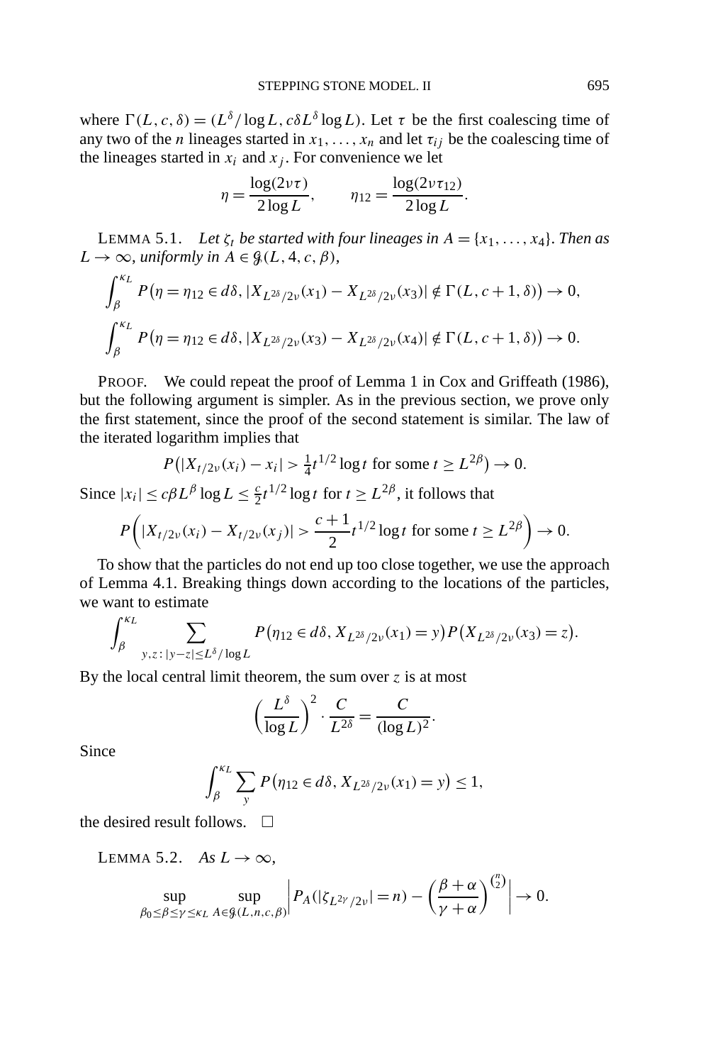where $\Gamma(L, c, \delta) = (L^\delta / \log L, c\delta L^\delta \log L)$. Let $\tau$ be the first coalescing time of any two of the $n$ lineages started in $x_1, \dots, x_n$ and let $\tau_{ij}$ be the coalescing time of the lineages started in $x_i$ and $x_j$. For convenience we let

$$\eta = \frac{\log(2\nu\tau)}{2\log L}, \qquad \eta_{12} = \frac{\log(2\nu\tau_{12})}{2\log L}.$$

LEMMA 5.1. *Let $\zeta_t$ be started with four lineages in $A = \{x_1, \dots, x_4\}$. Then as $L \to \infty$, uniformly in $A \in \mathcal{G}(L, 4, c, \beta)$,*

$$\int_\beta^{\kappa_L} P\big(\eta = \eta_{12} \in d\delta, |X_{L^{2\delta}/2\nu}(x_1) - X_{L^{2\delta}/2\nu}(x_3)| \notin \Gamma(L, c+1, \delta)\big) \to 0,$$

$$\int_\beta^{\kappa_L} P\big(\eta = \eta_{12} \in d\delta, |X_{L^{2\delta}/2\nu}(x_3) - X_{L^{2\delta}/2\nu}(x_4)| \notin \Gamma(L, c+1, \delta)\big) \to 0.$$

PROOF. We could repeat the proof of Lemma 1 in Cox and Griffeath (1986), but the following argument is simpler. As in the previous section, we prove only the first statement, since the proof of the second statement is similar. The law of the iterated logarithm implies that

$$P\big(|X_{t/2\nu}(x_i) - x_i| > \tfrac{1}{4} t^{1/2} \log t \text{ for some } t \geq L^{2\beta}\big) \to 0.$$

Since $|x_i| \leq c\beta L^\beta \log L \leq \frac{c}{2} t^{1/2} \log t$ for $t \geq L^{2\beta}$, it follows that

$$P\bigg(|X_{t/2\nu}(x_i) - X_{t/2\nu}(x_j)| > \frac{c+1}{2} t^{1/2} \log t \text{ for some } t \geq L^{2\beta}\bigg) \to 0.$$

To show that the particles do not end up too close together, we use the approach of Lemma 4.1. Breaking things down according to the locations of the particles, we want to estimate

$$\int_\beta^{\kappa_L} \sum_{y,z : |y-z| \leq L^\delta / \log L} P\big(\eta_{12} \in d\delta, X_{L^{2\delta}/2\nu}(x_1) = y\big) P\big(X_{L^{2\delta}/2\nu}(x_3) = z\big).$$

By the local central limit theorem, the sum over $z$ is at most

$$\left(\frac{L^\delta}{\log L}\right)^2 \cdot \frac{C}{L^{2\delta}} = \frac{C}{(\log L)^2}.$$

Since

$$\int_\beta^{\kappa_L} \sum_y P\big(\eta_{12} \in d\delta, X_{L^{2\delta}/2\nu}(x_1) = y\big) \leq 1,$$

the desired result follows. $\square$

LEMMA 5.2. *As $L \to \infty$,*

$$\sup_{\beta_0 \leq \beta \leq \gamma \leq \kappa_L} \sup_{A \in \mathcal{G}(L,n,c,\beta)} \left| P_A(|\zeta_{L^{2\gamma}/2\nu}| = n) - \left(\frac{\beta + \alpha}{\gamma + \alpha}\right)^{\binom{n}{2}} \right| \to 0.$$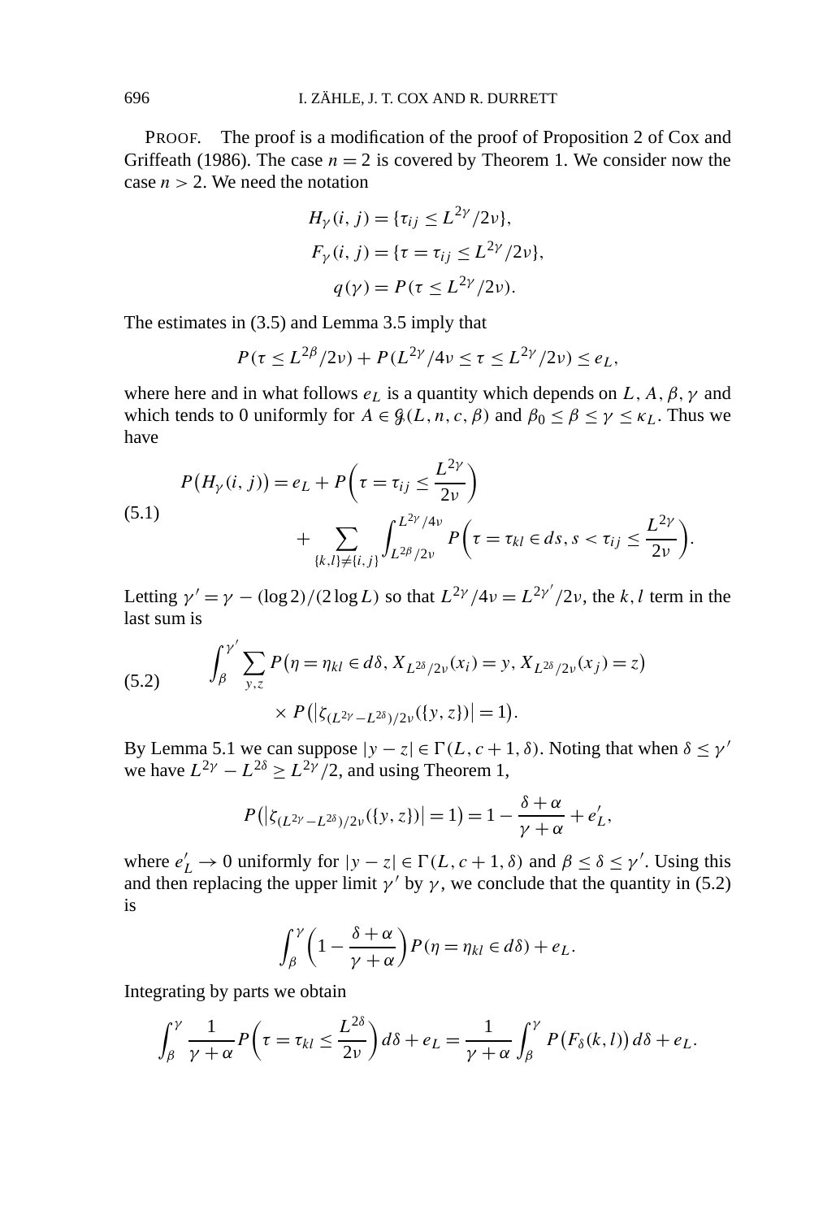PROOF. The proof is a modification of the proof of Proposition 2 of Cox and Griffeath (1986). The case $n = 2$ is covered by Theorem 1. We consider now the case $n > 2$. We need the notation

$$
\begin{aligned}
H_\gamma(i, j) &= \{\tau_{ij} \le L^{2\gamma}/2\nu\}, \\
F_\gamma(i, j) &= \{\tau = \tau_{ij} \le L^{2\gamma}/2\nu\}, \\
q(\gamma) &= P(\tau \le L^{2\gamma}/2\nu).
\end{aligned}
$$

The estimates in (3.5) and Lemma 3.5 imply that

$$
P(\tau \le L^{2\beta}/2\nu) + P(L^{2\gamma}/4\nu \le \tau \le L^{2\gamma}/2\nu) \le e_L,
$$

where here and in what follows $e_L$ is a quantity which depends on $L, A, \beta, \gamma$ and which tends to 0 uniformly for $A \in \mathcal{G}(L, n, c, \beta)$ and $\beta_0 \le \beta \le \gamma \le \kappa_L$. Thus we have

$$
\begin{aligned}
P(H_\gamma(i, j)) = e_L &+ P\left(\tau = \tau_{ij} \le \frac{L^{2\gamma}}{2\nu}\right) \\
&+ \sum_{\{k,l\} \ne \{i,j\}} \int_{L^{2\beta}/2\nu}^{L^{2\gamma}/4\nu} P\left(\tau = \tau_{kl} \in ds, s < \tau_{ij} \le \frac{L^{2\gamma}}{2\nu}\right).
\end{aligned} \tag{5.1}
$$

Letting $\gamma' = \gamma - (\log 2)/(2 \log L)$ so that $L^{2\gamma}/4\nu = L^{2\gamma'}/2\nu$, the $k, l$ term in the last sum is

$$
\begin{aligned}
\int_\beta^{\gamma'} \sum_{y,z} & P(\eta = \eta_{kl} \in d\delta, X_{L^{2\delta}/2\nu}(x_i) = y, X_{L^{2\delta}/2\nu}(x_j) = z) \\
& \times P(|\zeta_{(L^{2\gamma} - L^{2\delta})/2\nu}(\{y, z\})| = 1).
\end{aligned} \tag{5.2}
$$

By Lemma 5.1 we can suppose $|y - z| \in \Gamma(L, c + 1, \delta)$. Noting that when $\delta \le \gamma'$ we have $L^{2\gamma} - L^{2\delta} \ge L^{2\gamma}/2$, and using Theorem 1,

$$
P(|\zeta_{(L^{2\gamma} - L^{2\delta})/2\nu}(\{y, z\})| = 1) = 1 - \frac{\delta + \alpha}{\gamma + \alpha} + e'_L,
$$

where $e'_L \to 0$ uniformly for $|y - z| \in \Gamma(L, c + 1, \delta)$ and $\beta \le \delta \le \gamma'$. Using this and then replacing the upper limit $\gamma'$ by $\gamma$, we conclude that the quantity in (5.2) is

$$
\int_\beta^\gamma \left(1 - \frac{\delta + \alpha}{\gamma + \alpha}\right) P(\eta = \eta_{kl} \in d\delta) + e_L.
$$

Integrating by parts we obtain

$$
\int_\beta^\gamma \frac{1}{\gamma + \alpha} P\left(\tau = \tau_{kl} \le \frac{L^{2\delta}}{2\nu}\right) d\delta + e_L = \frac{1}{\gamma + \alpha} \int_\beta^\gamma P(F_\delta(k, l))\, d\delta + e_L.
$$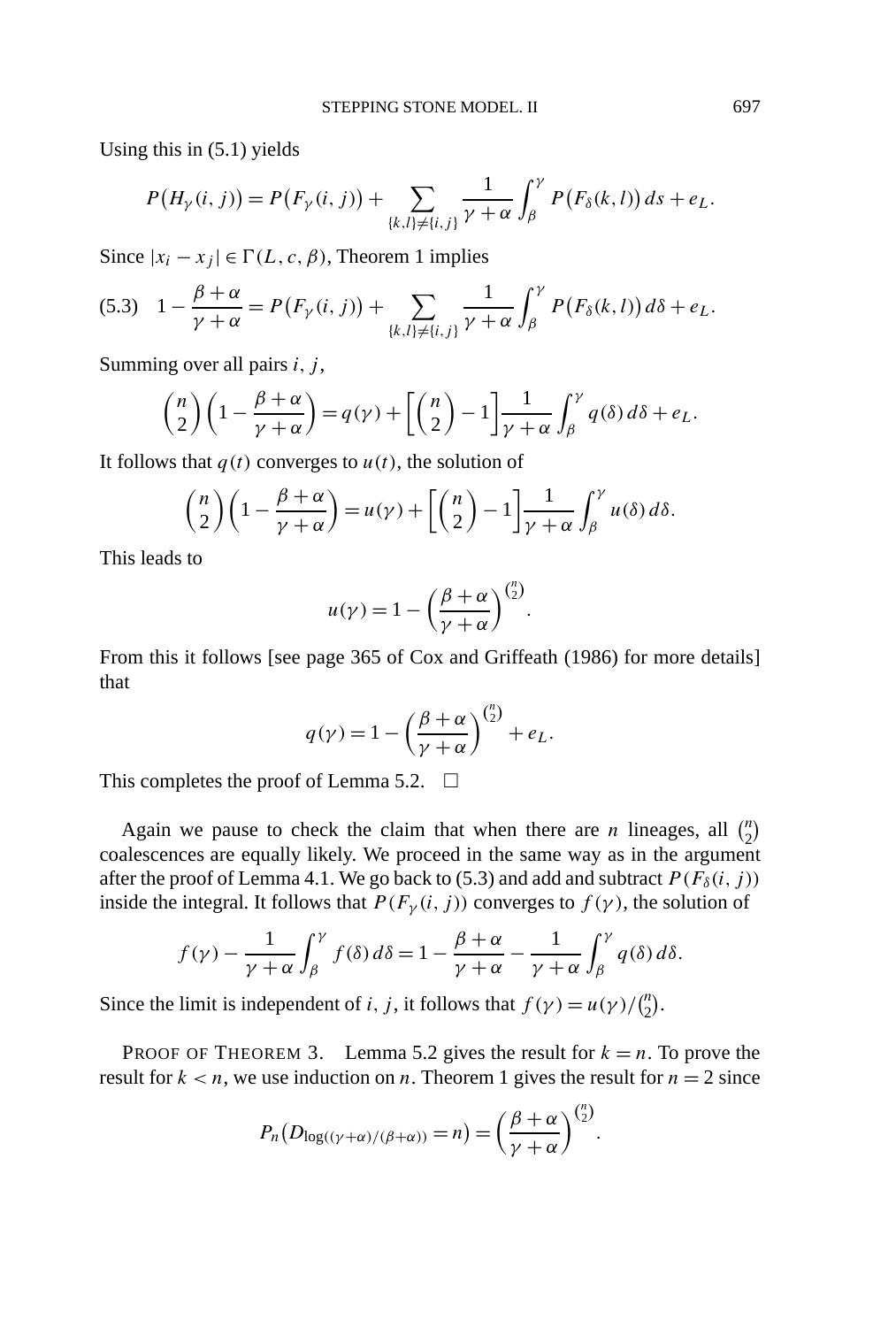Using this in (5.1) yields

$$P\big(H_\gamma(i,j)\big) = P\big(F_\gamma(i,j)\big) + \sum_{\{k,l\}\neq\{i,j\}} \frac{1}{\gamma+\alpha}\int_\beta^\gamma P\big(F_\delta(k,l)\big)\,ds + e_L.$$

Since $|x_i - x_j| \in \Gamma(L,c,\beta)$, Theorem 1 implies

$$1 - \frac{\beta+\alpha}{\gamma+\alpha} = P\big(F_\gamma(i,j)\big) + \sum_{\{k,l\}\neq\{i,j\}} \frac{1}{\gamma+\alpha}\int_\beta^\gamma P\big(F_\delta(k,l)\big)\,d\delta + e_L. \tag{5.3}$$

Summing over all pairs $i$, $j$,

$$\binom{n}{2}\left(1 - \frac{\beta+\alpha}{\gamma+\alpha}\right) = q(\gamma) + \left[\binom{n}{2} - 1\right]\frac{1}{\gamma+\alpha}\int_\beta^\gamma q(\delta)\,d\delta + e_L.$$

It follows that $q(t)$ converges to $u(t)$, the solution of

$$\binom{n}{2}\left(1 - \frac{\beta+\alpha}{\gamma+\alpha}\right) = u(\gamma) + \left[\binom{n}{2} - 1\right]\frac{1}{\gamma+\alpha}\int_\beta^\gamma u(\delta)\,d\delta.$$

This leads to

$$u(\gamma) = 1 - \left(\frac{\beta+\alpha}{\gamma+\alpha}\right)^{\binom{n}{2}}.$$

From this it follows [see page 365 of Cox and Griffeath (1986) for more details] that

$$q(\gamma) = 1 - \left(\frac{\beta+\alpha}{\gamma+\alpha}\right)^{\binom{n}{2}} + e_L.$$

This completes the proof of Lemma 5.2. $\square$

Again we pause to check the claim that when there are $n$ lineages, all $\binom{n}{2}$ coalescences are equally likely. We proceed in the same way as in the argument after the proof of Lemma 4.1. We go back to (5.3) and add and subtract $P(F_\delta(i,j))$ inside the integral. It follows that $P(F_\gamma(i,j))$ converges to $f(\gamma)$, the solution of

$$f(\gamma) - \frac{1}{\gamma+\alpha}\int_\beta^\gamma f(\delta)\,d\delta = 1 - \frac{\beta+\alpha}{\gamma+\alpha} - \frac{1}{\gamma+\alpha}\int_\beta^\gamma q(\delta)\,d\delta.$$

Since the limit is independent of $i$, $j$, it follows that $f(\gamma) = u(\gamma)/\binom{n}{2}$.

PROOF OF THEOREM 3. Lemma 5.2 gives the result for $k = n$. To prove the result for $k < n$, we use induction on $n$. Theorem 1 gives the result for $n = 2$ since

$$P_n\big(D_{\log((\gamma+\alpha)/(\beta+\alpha))} = n\big) = \left(\frac{\beta+\alpha}{\gamma+\alpha}\right)^{\binom{n}{2}}.$$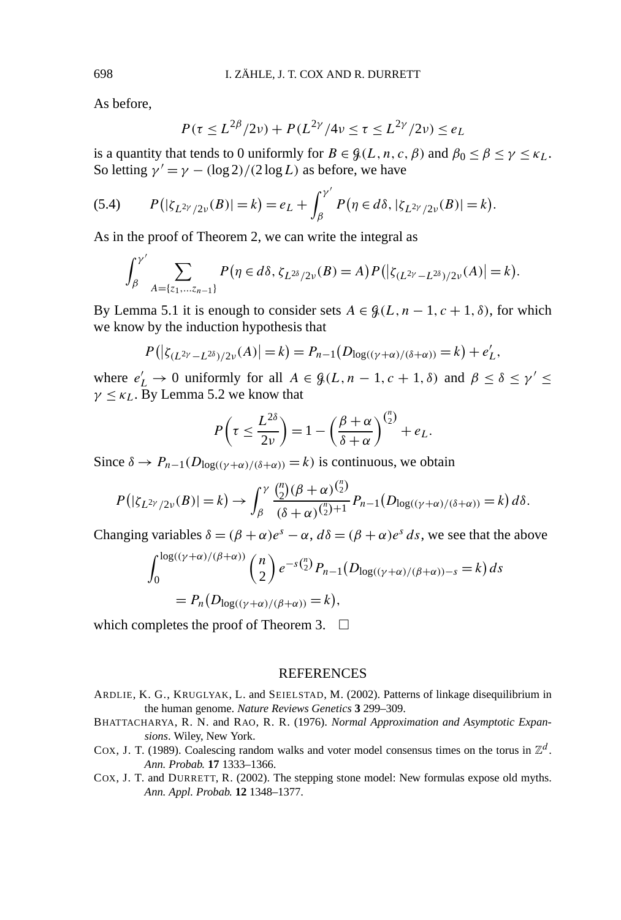As before,

$$P(\tau \le L^{2\beta}/2\nu) + P(L^{2\gamma}/4\nu \le \tau \le L^{2\gamma}/2\nu) \le e_L$$

is a quantity that tends to 0 uniformly for $B \in \mathcal{G}(L, n, c, \beta)$ and $\beta_0 \le \beta \le \gamma \le \kappa_L$. So letting $\gamma' = \gamma - (\log 2)/(2 \log L)$ as before, we have

$$P(|\zeta_{L^{2\gamma}/2\nu}(B)| = k) = e_L + \int_\beta^{\gamma'} P(\eta \in d\delta, |\zeta_{L^{2\gamma}/2\nu}(B)| = k). \tag{5.4}$$

As in the proof of Theorem 2, we can write the integral as

$$\int_\beta^{\gamma'} \sum_{A = \{z_1, \ldots z_{n-1}\}} P(\eta \in d\delta, \zeta_{L^{2\delta}/2\nu}(B) = A) P(|\zeta_{(L^{2\gamma} - L^{2\delta})/2\nu}(A)| = k).$$

By Lemma 5.1 it is enough to consider sets $A \in \mathcal{G}(L, n-1, c+1, \delta)$, for which we know by the induction hypothesis that

$$P(|\zeta_{(L^{2\gamma} - L^{2\delta})/2\nu}(A)| = k) = P_{n-1}(D_{\log((\gamma+\alpha)/(\delta+\alpha))} = k) + e'_L,$$

where $e'_L \to 0$ uniformly for all $A \in \mathcal{G}(L, n-1, c+1, \delta)$ and $\beta \le \delta \le \gamma' \le \gamma \le \kappa_L$. By Lemma 5.2 we know that

$$P\left(\tau \le \frac{L^{2\delta}}{2\nu}\right) = 1 - \left(\frac{\beta + \alpha}{\delta + \alpha}\right)^{\binom{n}{2}} + e_L.$$

Since $\delta \to P_{n-1}(D_{\log((\gamma+\alpha)/(\delta+\alpha))} = k)$ is continuous, we obtain

$$P(|\zeta_{L^{2\gamma}/2\nu}(B)| = k) \to \int_\beta^\gamma \frac{\binom{n}{2}(\beta+\alpha)^{\binom{n}{2}}}{(\delta+\alpha)^{\binom{n}{2}+1}} P_{n-1}(D_{\log((\gamma+\alpha)/(\delta+\alpha))} = k)\, d\delta.$$

Changing variables $\delta = (\beta + \alpha)e^s - \alpha$, $d\delta = (\beta+\alpha)e^s\, ds$, we see that the above

$$\begin{aligned} &\int_0^{\log((\gamma+\alpha)/(\beta+\alpha))} \binom{n}{2} e^{-s\binom{n}{2}} P_{n-1}(D_{\log((\gamma+\alpha)/(\beta+\alpha)) - s} = k)\, ds \\ &\qquad = P_n(D_{\log((\gamma+\alpha)/(\beta+\alpha))} = k), \end{aligned}$$

which completes the proof of Theorem 3. $\square$

## REFERENCES

ARDLIE, K. G., KRUGLYAK, L. and SEIELSTAD, M. (2002). Patterns of linkage disequilibrium in the human genome. *Nature Reviews Genetics* **3** 299–309.

BHATTACHARYA, R. N. and RAO, R. R. (1976). *Normal Approximation and Asymptotic Expansions*. Wiley, New York.

COX, J. T. (1989). Coalescing random walks and voter model consensus times on the torus in $\mathbb{Z}^d$. *Ann. Probab.* **17** 1333–1366.

COX, J. T. and DURRETT, R. (2002). The stepping stone model: New formulas expose old myths. *Ann. Appl. Probab.* **12** 1348–1377.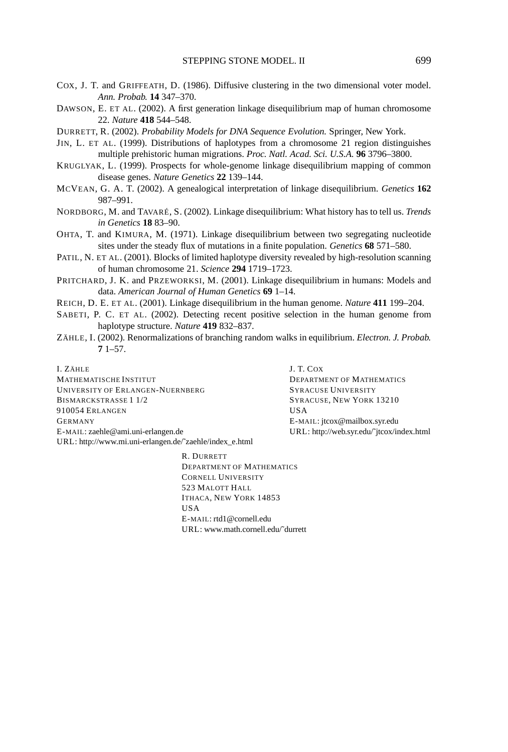COX, J. T. and GRIFFEATH, D. (1986). Diffusive clustering in the two dimensional voter model. *Ann. Probab.* **14** 347–370.

DAWSON, E. ET AL. (2002). A first generation linkage disequilibrium map of human chromosome 22. *Nature* **418** 544–548.

DURRETT, R. (2002). *Probability Models for DNA Sequence Evolution.* Springer, New York.

JIN, L. ET AL. (1999). Distributions of haplotypes from a chromosome 21 region distinguishes multiple prehistoric human migrations. *Proc. Natl. Acad. Sci. U.S.A.* **96** 3796–3800.

KRUGLYAK, L. (1999). Prospects for whole-genome linkage disequilibrium mapping of common disease genes. *Nature Genetics* **22** 139–144.

MCVEAN, G. A. T. (2002). A genealogical interpretation of linkage disequilibrium. *Genetics* **162** 987–991.

NORDBORG, M. and TAVARÉ, S. (2002). Linkage disequilibrium: What history has to tell us. *Trends in Genetics* **18** 83–90.

OHTA, T. and KIMURA, M. (1971). Linkage disequilibrium between two segregating nucleotide sites under the steady flux of mutations in a finite population. *Genetics* **68** 571–580.

PATIL, N. ET AL. (2001). Blocks of limited haplotype diversity revealed by high-resolution scanning of human chromosome 21. *Science* **294** 1719–1723.

PRITCHARD, J. K. and PRZEWORKSI, M. (2001). Linkage disequilibrium in humans: Models and data. *American Journal of Human Genetics* **69** 1–14.

REICH, D. E. ET AL. (2001). Linkage disequilibrium in the human genome. *Nature* **411** 199–204.

SABETI, P. C. ET AL. (2002). Detecting recent positive selection in the human genome from haplotype structure. *Nature* **419** 832–837.

ZÄHLE, I. (2002). Renormalizations of branching random walks in equilibrium. *Electron. J. Probab.* **7** 1–57.

I. ZÄHLE
MATHEMATISCHE INSTITUT
UNIVERSITY OF ERLANGEN-NUERNBERG
BISMARCKSTRASSE 1 1/2
910054 ERLANGEN
GERMANY
E-MAIL: zaehle@ami.uni-erlangen.de
URL: http://www.mi.uni-erlangen.de/~zaehle/index_e.html

J. T. COX
DEPARTMENT OF MATHEMATICS
SYRACUSE UNIVERSITY
SYRACUSE, NEW YORK 13210
USA
E-MAIL: jtcox@mailbox.syr.edu
URL: http://web.syr.edu/~jtcox/index.html

R. DURRETT
DEPARTMENT OF MATHEMATICS
CORNELL UNIVERSITY
523 MALOTT HALL
ITHACA, NEW YORK 14853
USA
E-MAIL: rtd1@cornell.edu
URL: www.math.cornell.edu/~durrett